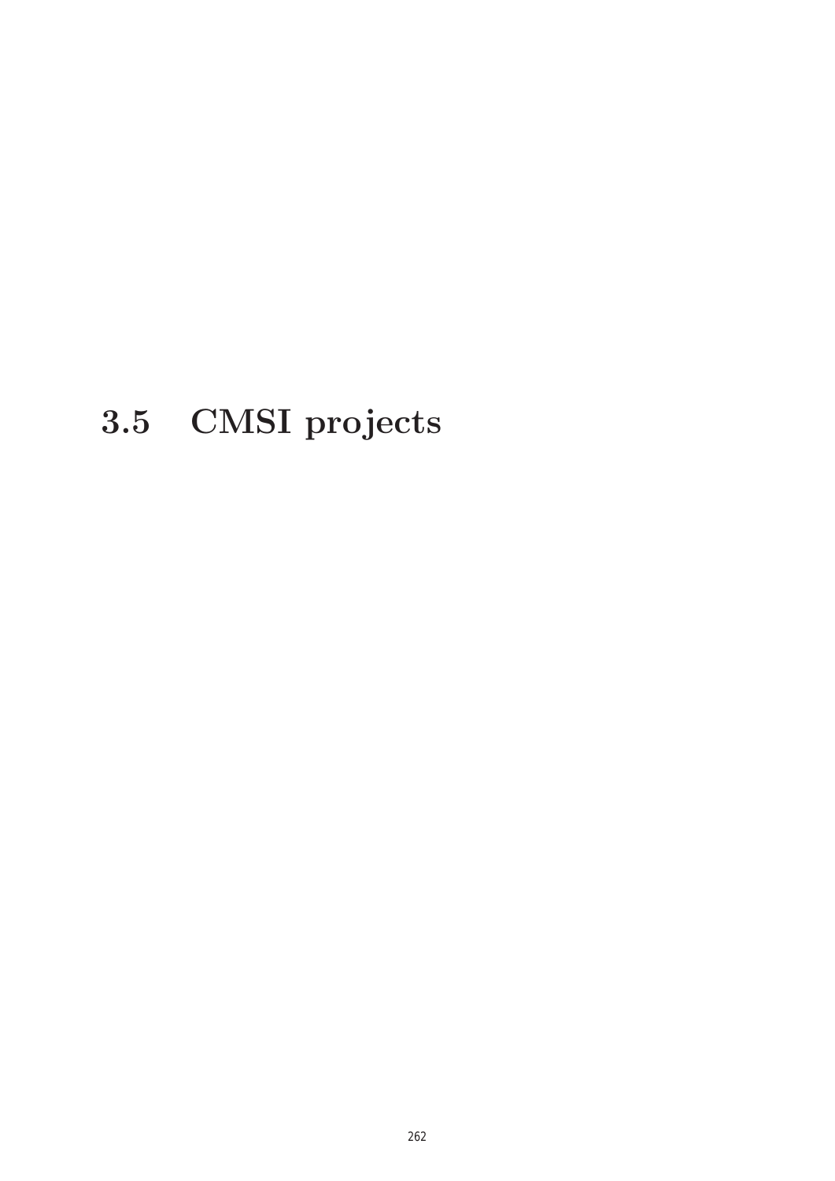## 3.5 CMSI projects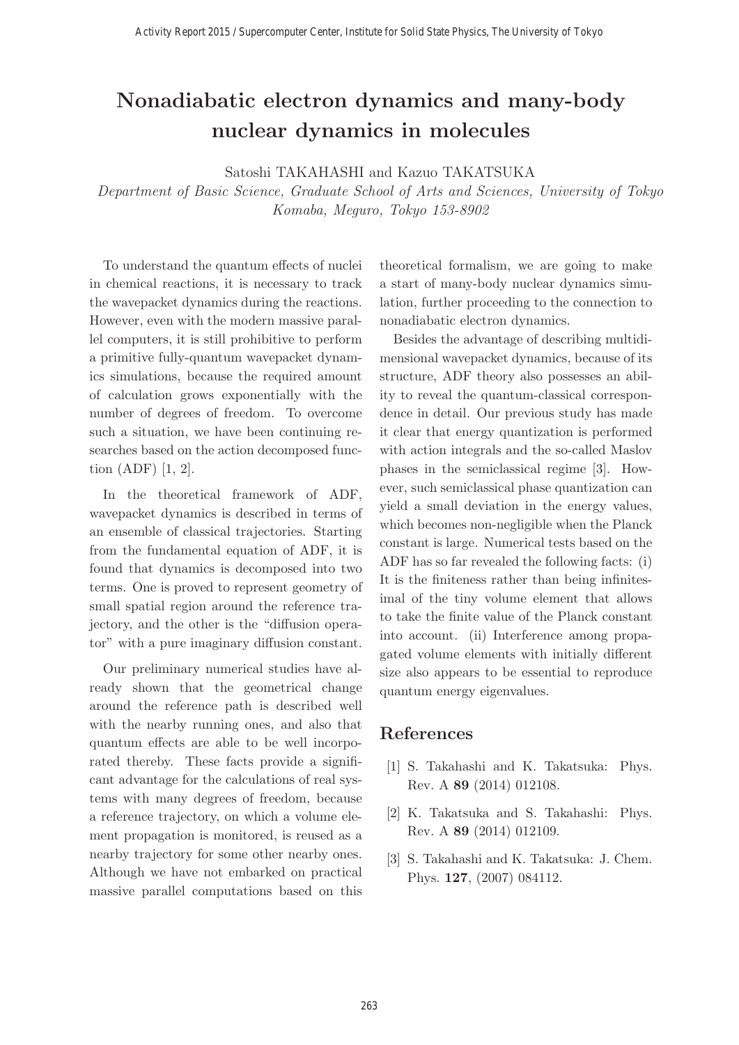# Nonadiabatic electron dynamics and many-body nuclear dynamics in molecules

Satoshi TAKAHASHI and Kazuo TAKATSUKA

*Department of Basic Science, Graduate School of Arts and Sciences, University of Tokyo Komaba, Meguro, Tokyo 153-8902*

To understand the quantum effects of nuclei in chemical reactions, it is necessary to track the wavepacket dynamics during the reactions. However, even with the modern massive parallel computers, it is still prohibitive to perform a primitive fully-quantum wavepacket dynamics simulations, because the required amount of calculation grows exponentially with the number of degrees of freedom. To overcome such a situation, we have been continuing researches based on the action decomposed function (ADF) [1, 2].

In the theoretical framework of ADF, wavepacket dynamics is described in terms of an ensemble of classical trajectories. Starting from the fundamental equation of ADF, it is found that dynamics is decomposed into two terms. One is proved to represent geometry of small spatial region around the reference trajectory, and the other is the "diffusion operator" with a pure imaginary diffusion constant.

Our preliminary numerical studies have already shown that the geometrical change around the reference path is described well with the nearby running ones, and also that quantum effects are able to be well incorporated thereby. These facts provide a significant advantage for the calculations of real systems with many degrees of freedom, because a reference trajectory, on which a volume element propagation is monitored, is reused as a nearby trajectory for some other nearby ones. Although we have not embarked on practical massive parallel computations based on this theoretical formalism, we are going to make a start of many-body nuclear dynamics simulation, further proceeding to the connection to nonadiabatic electron dynamics.

Besides the advantage of describing multidimensional wavepacket dynamics, because of its structure, ADF theory also possesses an ability to reveal the quantum-classical correspondence in detail. Our previous study has made it clear that energy quantization is performed with action integrals and the so-called Maslov phases in the semiclassical regime [3]. However, such semiclassical phase quantization can yield a small deviation in the energy values, which becomes non-negligible when the Planck constant is large. Numerical tests based on the ADF has so far revealed the following facts: (i) It is the finiteness rather than being infinitesimal of the tiny volume element that allows to take the finite value of the Planck constant into account. (ii) Interference among propagated volume elements with initially different size also appears to be essential to reproduce quantum energy eigenvalues.

## References

[1] S. Takahashi and K. Takatsuka: Phys. Rev. A **89** (2014) 012108.

[2] K. Takatsuka and S. Takahashi: Phys. Rev. A **89** (2014) 012109.

[3] S. Takahashi and K. Takatsuka: J. Chem. Phys. **127**, (2007) 084112.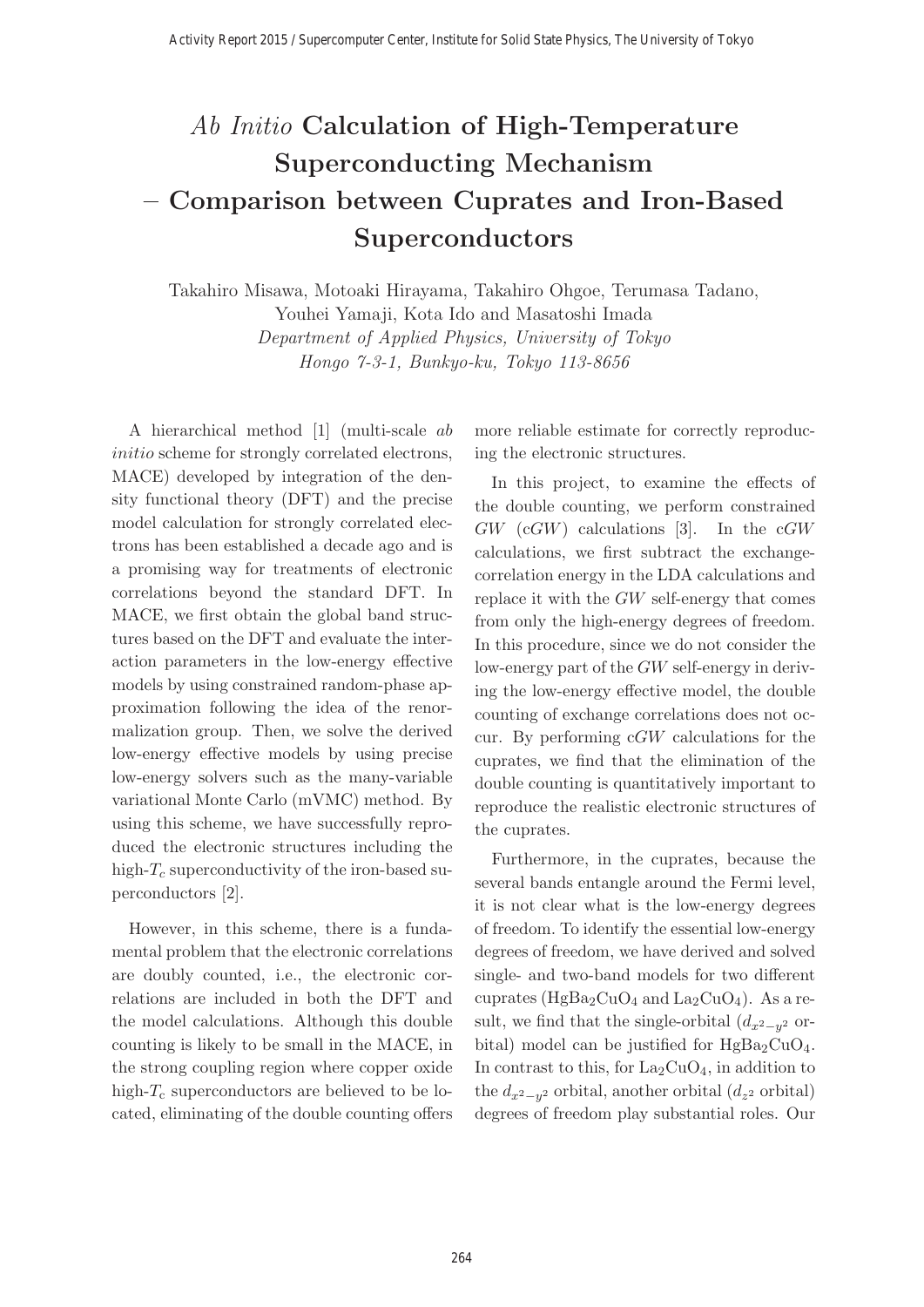# *Ab Initio* Calculation of High-Temperature Superconducting Mechanism – Comparison between Cuprates and Iron-Based Superconductors

Takahiro Misawa, Motoaki Hirayama, Takahiro Ohgoe, Terumasa Tadano, Youhei Yamaji, Kota Ido and Masatoshi Imada

*Department of Applied Physics, University of Tokyo*
*Hongo 7-3-1, Bunkyo-ku, Tokyo 113-8656*

A hierarchical method [1] (multi-scale *ab initio* scheme for strongly correlated electrons, MACE) developed by integration of the density functional theory (DFT) and the precise model calculation for strongly correlated electrons has been established a decade ago and is a promising way for treatments of electronic correlations beyond the standard DFT. In MACE, we first obtain the global band structures based on the DFT and evaluate the interaction parameters in the low-energy effective models by using constrained random-phase approximation following the idea of the renormalization group. Then, we solve the derived low-energy effective models by using precise low-energy solvers such as the many-variable variational Monte Carlo (mVMC) method. By using this scheme, we have successfully reproduced the electronic structures including the high-$T_c$ superconductivity of the iron-based superconductors [2].

However, in this scheme, there is a fundamental problem that the electronic correlations are doubly counted, i.e., the electronic correlations are included in both the DFT and the model calculations. Although this double counting is likely to be small in the MACE, in the strong coupling region where copper oxide high-$T_c$ superconductors are believed to be located, eliminating of the double counting offers more reliable estimate for correctly reproducing the electronic structures.

In this project, to examine the effects of the double counting, we perform constrained $GW$ (c$GW$) calculations [3]. In the c$GW$ calculations, we first subtract the exchange-correlation energy in the LDA calculations and replace it with the $GW$ self-energy that comes from only the high-energy degrees of freedom. In this procedure, since we do not consider the low-energy part of the $GW$ self-energy in deriving the low-energy effective model, the double counting of exchange correlations does not occur. By performing c$GW$ calculations for the cuprates, we find that the elimination of the double counting is quantitatively important to reproduce the realistic electronic structures of the cuprates.

Furthermore, in the cuprates, because the several bands entangle around the Fermi level, it is not clear what is the low-energy degrees of freedom. To identify the essential low-energy degrees of freedom, we have derived and solved single- and two-band models for two different cuprates ($HgBa_2CuO_4$ and $La_2CuO_4$). As a result, we find that the single-orbital ($d_{x^2-y^2}$ orbital) model can be justified for $HgBa_2CuO_4$. In contrast to this, for $La_2CuO_4$, in addition to the $d_{x^2-y^2}$ orbital, another orbital ($d_{z^2}$ orbital) degrees of freedom play substantial roles. Our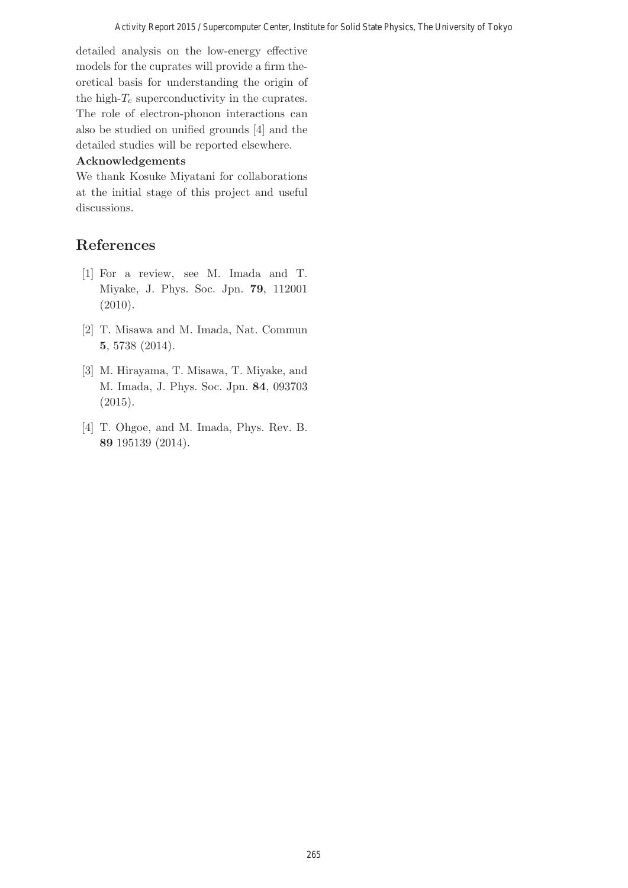detailed analysis on the low-energy effective models for the cuprates will provide a firm theoretical basis for understanding the origin of the high-$T_c$ superconductivity in the cuprates. The role of electron-phonon interactions can also be studied on unified grounds [4] and the detailed studies will be reported elsewhere.

**Acknowledgements**

We thank Kosuke Miyatani for collaborations at the initial stage of this project and useful discussions.

## References

[1] For a review, see M. Imada and T. Miyake, J. Phys. Soc. Jpn. **79**, 112001 (2010).

[2] T. Misawa and M. Imada, Nat. Commun **5**, 5738 (2014).

[3] M. Hirayama, T. Misawa, T. Miyake, and M. Imada, J. Phys. Soc. Jpn. **84**, 093703 (2015).

[4] T. Ohgoe, and M. Imada, Phys. Rev. B. **89** 195139 (2014).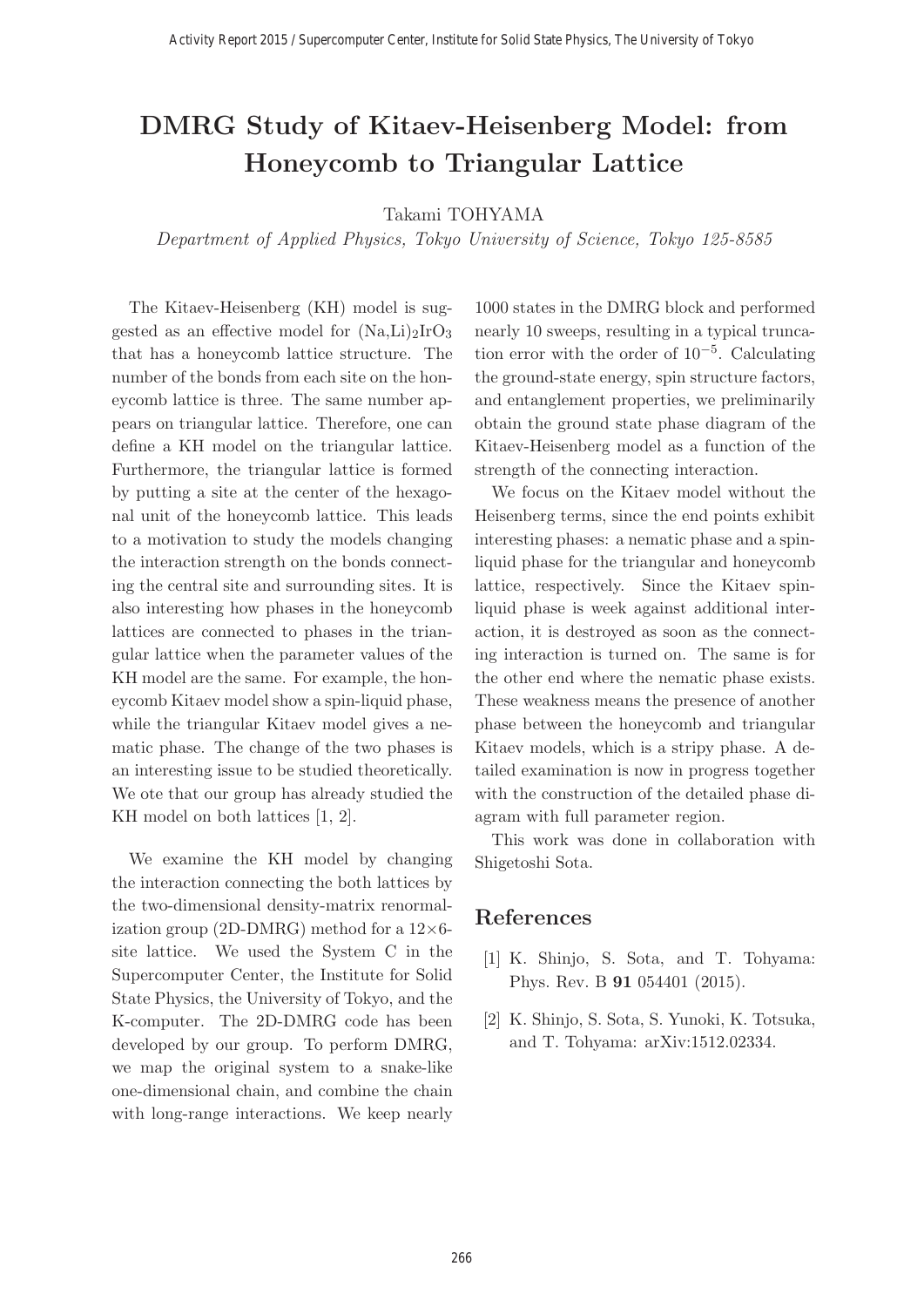# DMRG Study of Kitaev-Heisenberg Model: from Honeycomb to Triangular Lattice

Takami TOHYAMA

*Department of Applied Physics, Tokyo University of Science, Tokyo 125-8585*

The Kitaev-Heisenberg (KH) model is suggested as an effective model for $(Na,Li)_2IrO_3$ that has a honeycomb lattice structure. The number of the bonds from each site on the honeycomb lattice is three. The same number appears on triangular lattice. Therefore, one can define a KH model on the triangular lattice. Furthermore, the triangular lattice is formed by putting a site at the center of the hexagonal unit of the honeycomb lattice. This leads to a motivation to study the models changing the interaction strength on the bonds connecting the central site and surrounding sites. It is also interesting how phases in the honeycomb lattices are connected to phases in the triangular lattice when the parameter values of the KH model are the same. For example, the honeycomb Kitaev model show a spin-liquid phase, while the triangular Kitaev model gives a nematic phase. The change of the two phases is an interesting issue to be studied theoretically. We ote that our group has already studied the KH model on both lattices [1, 2].

We examine the KH model by changing the interaction connecting the both lattices by the two-dimensional density-matrix renormalization group (2D-DMRG) method for a $12\times6$-site lattice. We used the System C in the Supercomputer Center, the Institute for Solid State Physics, the University of Tokyo, and the K-computer. The 2D-DMRG code has been developed by our group. To perform DMRG, we map the original system to a snake-like one-dimensional chain, and combine the chain with long-range interactions. We keep nearly 1000 states in the DMRG block and performed nearly 10 sweeps, resulting in a typical truncation error with the order of $10^{-5}$. Calculating the ground-state energy, spin structure factors, and entanglement properties, we preliminarily obtain the ground state phase diagram of the Kitaev-Heisenberg model as a function of the strength of the connecting interaction.

We focus on the Kitaev model without the Heisenberg terms, since the end points exhibit interesting phases: a nematic phase and a spin-liquid phase for the triangular and honeycomb lattice, respectively. Since the Kitaev spin-liquid phase is week against additional interaction, it is destroyed as soon as the connecting interaction is turned on. The same is for the other end where the nematic phase exists. These weakness means the presence of another phase between the honeycomb and triangular Kitaev models, which is a stripy phase. A detailed examination is now in progress together with the construction of the detailed phase diagram with full parameter region.

This work was done in collaboration with Shigetoshi Sota.

## References

[1] K. Shinjo, S. Sota, and T. Tohyama: Phys. Rev. B **91** 054401 (2015).

[2] K. Shinjo, S. Sota, S. Yunoki, K. Totsuka, and T. Tohyama: arXiv:1512.02334.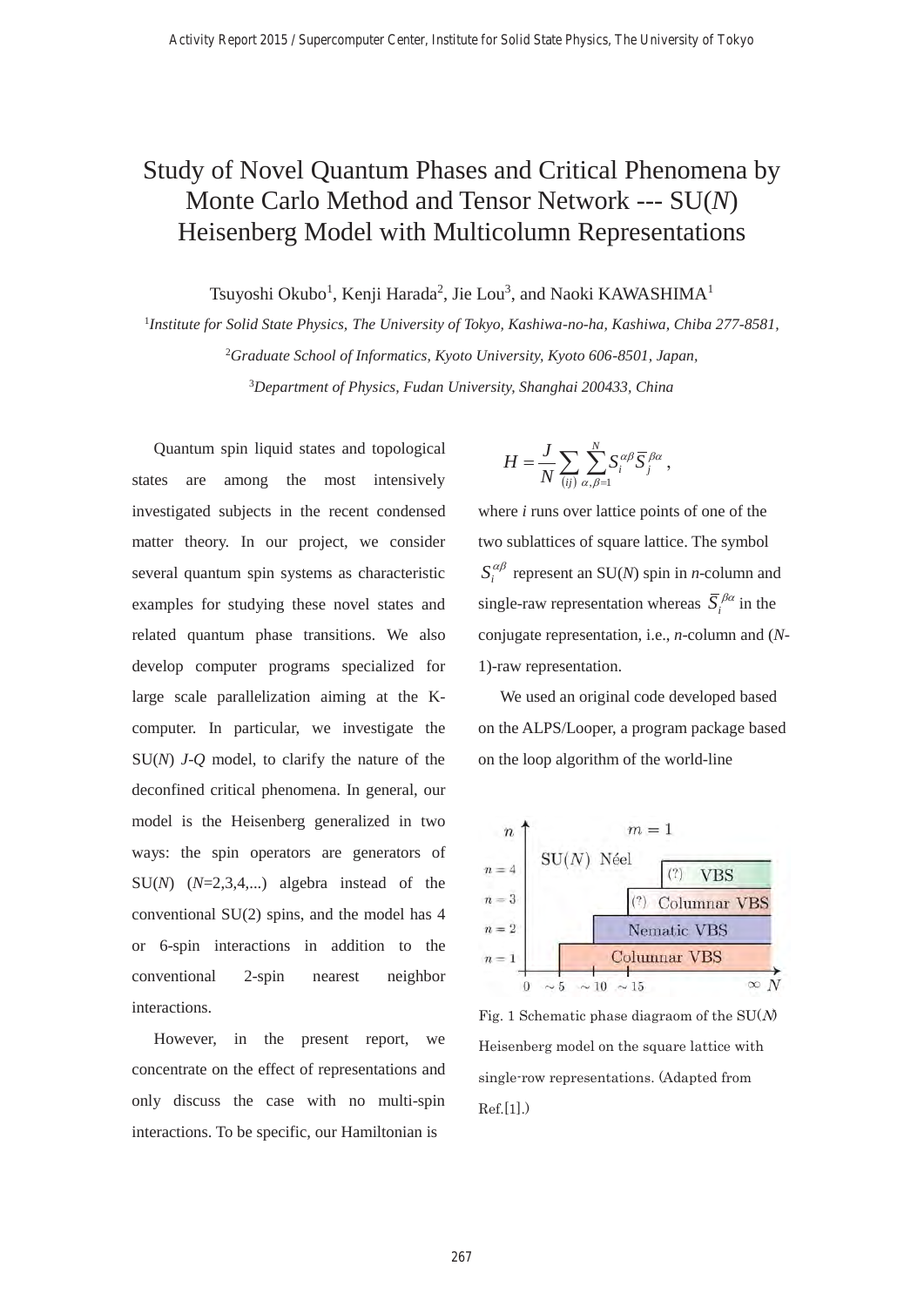# Study of Novel Quantum Phases and Critical Phenomena by Monte Carlo Method and Tensor Network --- SU(*N*) Heisenberg Model with Multicolumn Representations

Tsuyoshi Okubo[1], Kenji Harada[2], Jie Lou[3], and Naoki KAWASHIMA[1]

[1]*Institute for Solid State Physics, The University of Tokyo, Kashiwa-no-ha, Kashiwa, Chiba 277-8581,*

[2]*Graduate School of Informatics, Kyoto University, Kyoto 606-8501, Japan,*

[3]*Department of Physics, Fudan University, Shanghai 200433, China*

Quantum spin liquid states and topological states are among the most intensively investigated subjects in the recent condensed matter theory. In our project, we consider several quantum spin systems as characteristic examples for studying these novel states and related quantum phase transitions. We also develop computer programs specialized for large scale parallelization aiming at the K-computer. In particular, we investigate the SU(*N*) *J*-*Q* model, to clarify the nature of the deconfined critical phenomena. In general, our model is the Heisenberg generalized in two ways: the spin operators are generators of SU(*N*) (*N*=2,3,4,...) algebra instead of the conventional SU(2) spins, and the model has 4 or 6-spin interactions in addition to the conventional 2-spin nearest neighbor interactions.

However, in the present report, we concentrate on the effect of representations and only discuss the case with no multi-spin interactions. To be specific, our Hamiltonian is

$$H = \frac{J}{N} \sum_{(ij)} \sum_{\alpha,\beta=1}^{N} S_i^{\alpha\beta} \bar{S}_j^{\beta\alpha},$$

where *i* runs over lattice points of one of the two sublattices of square lattice. The symbol $S_i^{\alpha\beta}$ represent an SU(*N*) spin in *n*-column and single-raw representation whereas $\bar{S}_i^{\beta\alpha}$ in the conjugate representation, i.e., *n*-column and (*N*-1)-raw representation.

We used an original code developed based on the ALPS/Looper, a program package based on the loop algorithm of the world-line

Fig. 1 Schematic phase diagraom of the SU(*N*) Heisenberg model on the square lattice with single-row representations. (Adapted from Ref.[1].)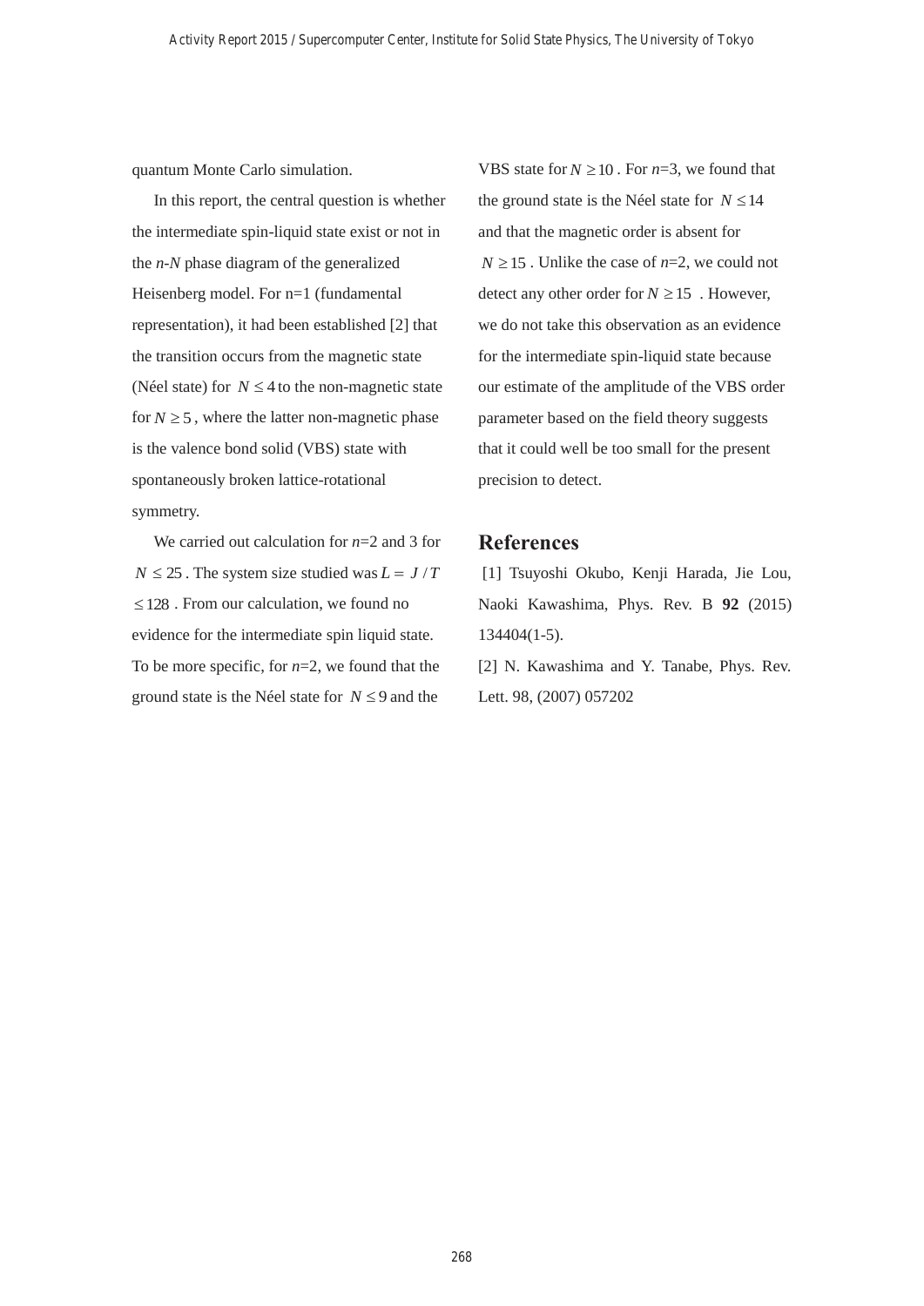quantum Monte Carlo simulation.

In this report, the central question is whether the intermediate spin-liquid state exist or not in the *n*-*N* phase diagram of the generalized Heisenberg model. For n=1 (fundamental representation), it had been established [2] that the transition occurs from the magnetic state (Néel state) for $N \leq 4$ to the non-magnetic state for $N \geq 5$, where the latter non-magnetic phase is the valence bond solid (VBS) state with spontaneously broken lattice-rotational symmetry.

We carried out calculation for *n*=2 and 3 for $N \leq 25$. The system size studied was $L = J/T \leq 128$. From our calculation, we found no evidence for the intermediate spin liquid state. To be more specific, for *n*=2, we found that the ground state is the Néel state for $N \leq 9$ and the VBS state for $N \geq 10$. For *n*=3, we found that the ground state is the Néel state for $N \leq 14$ and that the magnetic order is absent for $N \geq 15$. Unlike the case of *n*=2, we could not detect any other order for $N \geq 15$. However, we do not take this observation as an evidence for the intermediate spin-liquid state because our estimate of the amplitude of the VBS order parameter based on the field theory suggests that it could well be too small for the present precision to detect.

## References

[1] Tsuyoshi Okubo, Kenji Harada, Jie Lou, Naoki Kawashima, Phys. Rev. B **92** (2015) 134404(1-5).

[2] N. Kawashima and Y. Tanabe, Phys. Rev. Lett. 98, (2007) 057202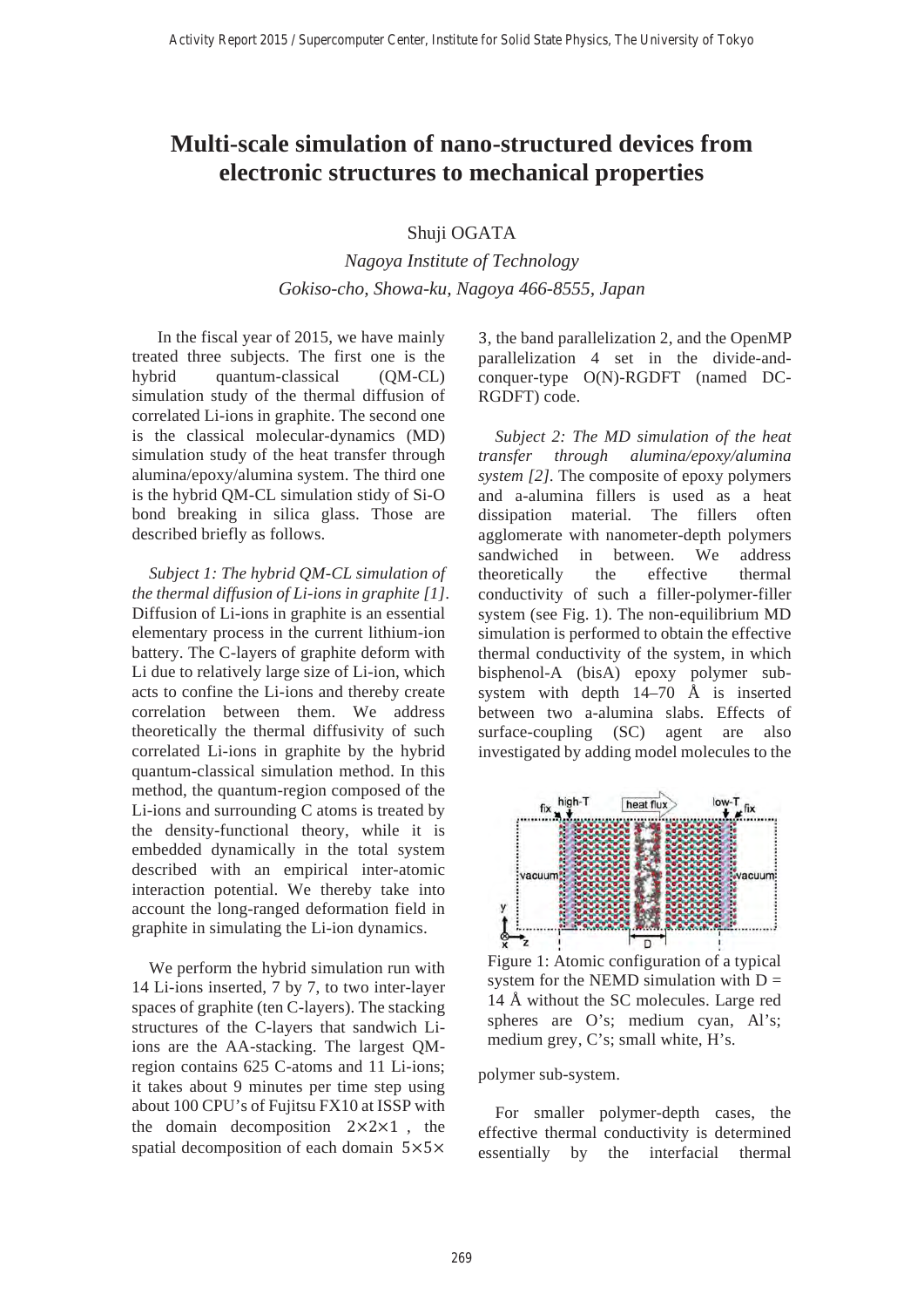# Multi-scale simulation of nano-structured devices from electronic structures to mechanical properties

Shuji OGATA

*Nagoya Institute of Technology*
*Gokiso-cho, Showa-ku, Nagoya 466-8555, Japan*

In the fiscal year of 2015, we have mainly treated three subjects. The first one is the hybrid quantum-classical (QM-CL) simulation study of the thermal diffusion of correlated Li-ions in graphite. The second one is the classical molecular-dynamics (MD) simulation study of the heat transfer through alumina/epoxy/alumina system. The third one is the hybrid QM-CL simulation stidy of Si-O bond breaking in silica glass. Those are described briefly as follows.

*Subject 1: The hybrid QM-CL simulation of the thermal diffusion of Li-ions in graphite [1].* Diffusion of Li-ions in graphite is an essential elementary process in the current lithium-ion battery. The C-layers of graphite deform with Li due to relatively large size of Li-ion, which acts to confine the Li-ions and thereby create correlation between them. We address theoretically the thermal diffusivity of such correlated Li-ions in graphite by the hybrid quantum-classical simulation method. In this method, the quantum-region composed of the Li-ions and surrounding C atoms is treated by the density-functional theory, while it is embedded dynamically in the total system described with an empirical inter-atomic interaction potential. We thereby take into account the long-ranged deformation field in graphite in simulating the Li-ion dynamics.

We perform the hybrid simulation run with 14 Li-ions inserted, 7 by 7, to two inter-layer spaces of graphite (ten C-layers). The stacking structures of the C-layers that sandwich Li-ions are the AA-stacking. The largest QM-region contains 625 C-atoms and 11 Li-ions; it takes about 9 minutes per time step using about 100 CPU's of Fujitsu FX10 at ISSP with the domain decomposition $2\times2\times1$, the spatial decomposition of each domain $5\times5\times3$, the band parallelization 2, and the OpenMP parallelization 4 set in the divide-and-conquer-type O(N)-RGDFT (named DC-RGDFT) code.

*Subject 2: The MD simulation of the heat transfer through alumina/epoxy/alumina system [2].* The composite of epoxy polymers and a-alumina fillers is used as a heat dissipation material. The fillers often agglomerate with nanometer-depth polymers sandwiched in between. We address theoretically the effective thermal conductivity of such a filler-polymer-filler system (see Fig. 1). The non-equilibrium MD simulation is performed to obtain the effective thermal conductivity of the system, in which bisphenol-A (bisA) epoxy polymer sub-system with depth 14–70 Å is inserted between two a-alumina slabs. Effects of surface-coupling (SC) agent are also investigated by adding model molecules to the polymer sub-system.

Figure 1: Atomic configuration of a typical system for the NEMD simulation with D = 14 Å without the SC molecules. Large red spheres are O's; medium cyan, Al's; medium grey, C's; small white, H's.

For smaller polymer-depth cases, the effective thermal conductivity is determined essentially by the interfacial thermal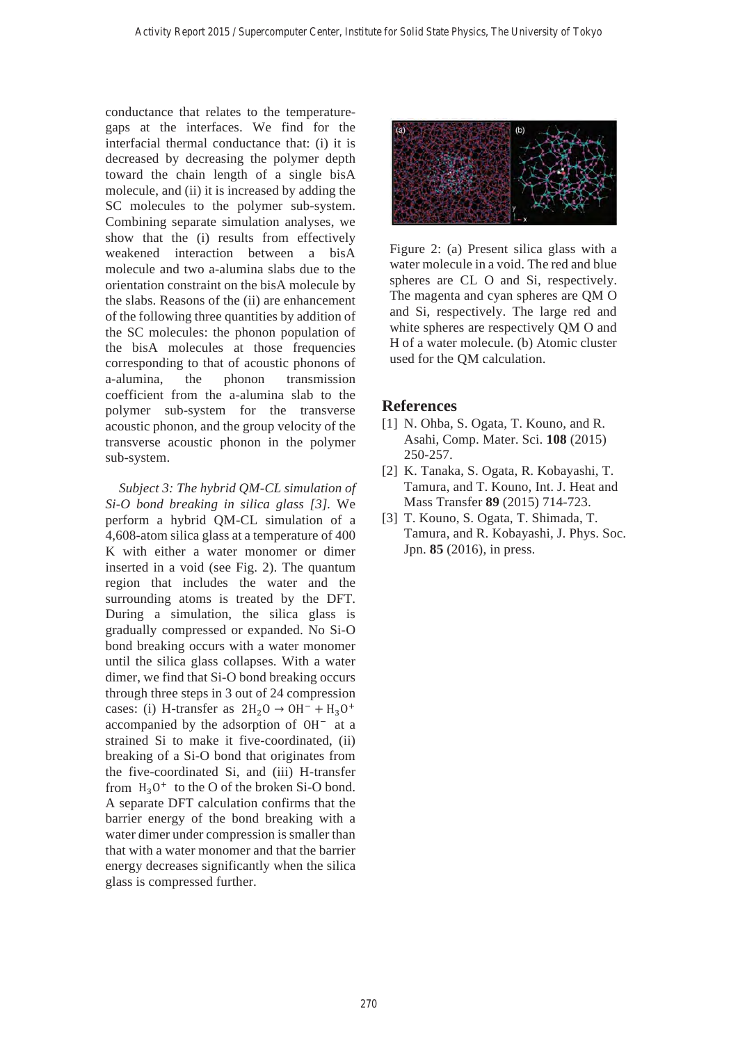conductance that relates to the temperature-gaps at the interfaces. We find for the interfacial thermal conductance that: (i) it is decreased by decreasing the polymer depth toward the chain length of a single bisA molecule, and (ii) it is increased by adding the SC molecules to the polymer sub-system. Combining separate simulation analyses, we show that the (i) results from effectively weakened interaction between a bisA molecule and two a-alumina slabs due to the orientation constraint on the bisA molecule by the slabs. Reasons of the (ii) are enhancement of the following three quantities by addition of the SC molecules: the phonon population of the bisA molecules at those frequencies corresponding to that of acoustic phonons of a-alumina, the phonon transmission coefficient from the a-alumina slab to the polymer sub-system for the transverse acoustic phonon, and the group velocity of the transverse acoustic phonon in the polymer sub-system.

*Subject 3: The hybrid QM-CL simulation of Si-O bond breaking in silica glass [3].* We perform a hybrid QM-CL simulation of a 4,608-atom silica glass at a temperature of 400 K with either a water monomer or dimer inserted in a void (see Fig. 2). The quantum region that includes the water and the surrounding atoms is treated by the DFT. During a simulation, the silica glass is gradually compressed or expanded. No Si-O bond breaking occurs with a water monomer until the silica glass collapses. With a water dimer, we find that Si-O bond breaking occurs through three steps in 3 out of 24 compression cases: (i) H-transfer as $2H_2O \rightarrow OH^- + H_3O^+$ accompanied by the adsorption of $OH^-$ at a strained Si to make it five-coordinated, (ii) breaking of a Si-O bond that originates from the five-coordinated Si, and (iii) H-transfer from $H_3O^+$ to the O of the broken Si-O bond. A separate DFT calculation confirms that the barrier energy of the bond breaking with a water dimer under compression is smaller than that with a water monomer and that the barrier energy decreases significantly when the silica glass is compressed further.

Figure 2: (a) Present silica glass with a water molecule in a void. The red and blue spheres are CL O and Si, respectively. The magenta and cyan spheres are QM O and Si, respectively. The large red and white spheres are respectively QM O and H of a water molecule. (b) Atomic cluster used for the QM calculation.

## References

[1] N. Ohba, S. Ogata, T. Kouno, and R. Asahi, Comp. Mater. Sci. **108** (2015) 250-257.

[2] K. Tanaka, S. Ogata, R. Kobayashi, T. Tamura, and T. Kouno, Int. J. Heat and Mass Transfer **89** (2015) 714-723.

[3] T. Kouno, S. Ogata, T. Shimada, T. Tamura, and R. Kobayashi, J. Phys. Soc. Jpn. **85** (2016), in press.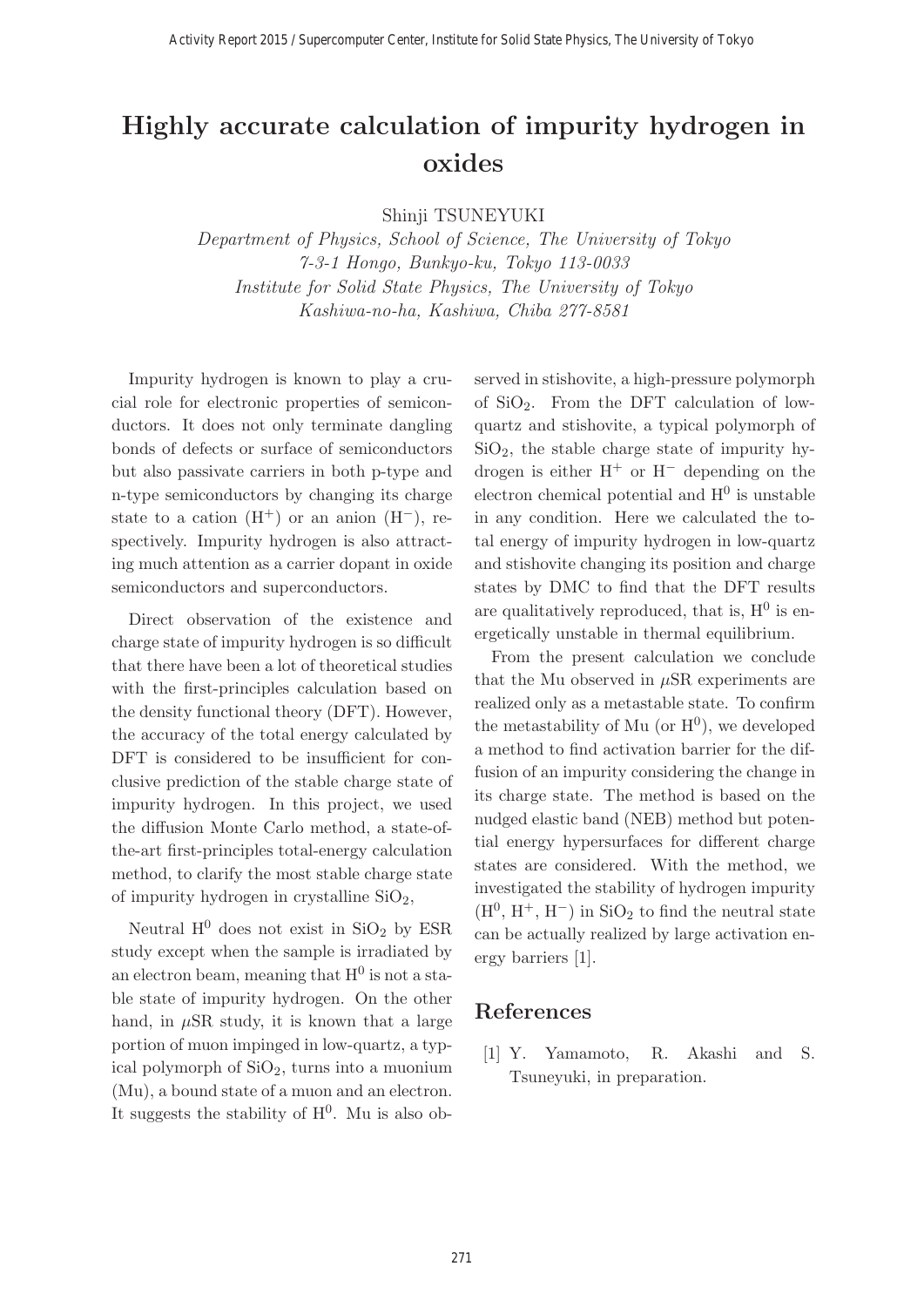# Highly accurate calculation of impurity hydrogen in oxides

Shinji TSUNEYUKI

*Department of Physics, School of Science, The University of Tokyo*
*7-3-1 Hongo, Bunkyo-ku, Tokyo 113-0033*
*Institute for Solid State Physics, The University of Tokyo*
*Kashiwa-no-ha, Kashiwa, Chiba 277-8581*

Impurity hydrogen is known to play a crucial role for electronic properties of semiconductors. It does not only terminate dangling bonds of defects or surface of semiconductors but also passivate carriers in both p-type and n-type semiconductors by changing its charge state to a cation ($H^+$) or an anion ($H^-$), respectively. Impurity hydrogen is also attracting much attention as a carrier dopant in oxide semiconductors and superconductors.

Direct observation of the existence and charge state of impurity hydrogen is so difficult that there have been a lot of theoretical studies with the first-principles calculation based on the density functional theory (DFT). However, the accuracy of the total energy calculated by DFT is considered to be insufficient for conclusive prediction of the stable charge state of impurity hydrogen. In this project, we used the diffusion Monte Carlo method, a state-of-the-art first-principles total-energy calculation method, to clarify the most stable charge state of impurity hydrogen in crystalline $SiO_2$,

Neutral $H^0$ does not exist in $SiO_2$ by ESR study except when the sample is irradiated by an electron beam, meaning that $H^0$ is not a stable state of impurity hydrogen. On the other hand, in $\mu$SR study, it is known that a large portion of muon impinged in low-quartz, a typical polymorph of $SiO_2$, turns into a muonium (Mu), a bound state of a muon and an electron. It suggests the stability of $H^0$. Mu is also observed in stishovite, a high-pressure polymorph of $SiO_2$. From the DFT calculation of low-quartz and stishovite, a typical polymorph of $SiO_2$, the stable charge state of impurity hydrogen is either $H^+$ or $H^-$ depending on the electron chemical potential and $H^0$ is unstable in any condition. Here we calculated the total energy of impurity hydrogen in low-quartz and stishovite changing its position and charge states by DMC to find that the DFT results are qualitatively reproduced, that is, $H^0$ is energetically unstable in thermal equilibrium.

From the present calculation we conclude that the Mu observed in $\mu$SR experiments are realized only as a metastable state. To confirm the metastability of Mu (or $H^0$), we developed a method to find activation barrier for the diffusion of an impurity considering the change in its charge state. The method is based on the nudged elastic band (NEB) method but potential energy hypersurfaces for different charge states are considered. With the method, we investigated the stability of hydrogen impurity ($H^0$, $H^+$, $H^-$) in $SiO_2$ to find the neutral state can be actually realized by large activation energy barriers [1].

## References

[1] Y. Yamamoto, R. Akashi and S. Tsuneyuki, in preparation.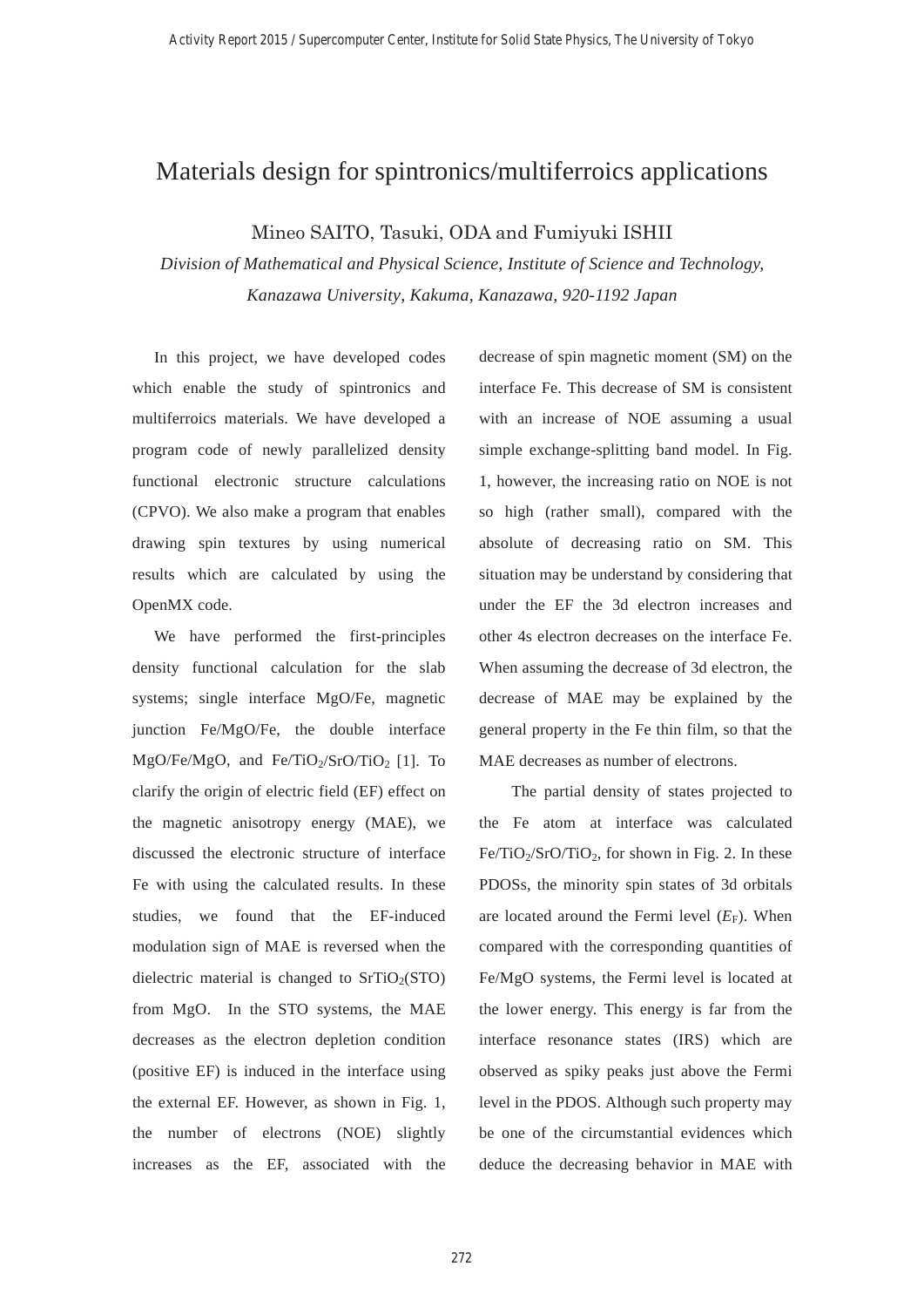# Materials design for spintronics/multiferroics applications

Mineo SAITO, Tasuki, ODA and Fumiyuki ISHII

*Division of Mathematical and Physical Science, Institute of Science and Technology, Kanazawa University, Kakuma, Kanazawa, 920-1192 Japan*

In this project, we have developed codes which enable the study of spintronics and multiferroics materials. We have developed a program code of newly parallelized density functional electronic structure calculations (CPVO). We also make a program that enables drawing spin textures by using numerical results which are calculated by using the OpenMX code.

We have performed the first-principles density functional calculation for the slab systems; single interface MgO/Fe, magnetic junction Fe/MgO/Fe, the double interface MgO/Fe/MgO, and Fe/$TiO_2$/SrO/$TiO_2$ [1]. To clarify the origin of electric field (EF) effect on the magnetic anisotropy energy (MAE), we discussed the electronic structure of interface Fe with using the calculated results. In these studies, we found that the EF-induced modulation sign of MAE is reversed when the dielectric material is changed to $SrTiO_2$(STO) from MgO. In the STO systems, the MAE decreases as the electron depletion condition (positive EF) is induced in the interface using the external EF. However, as shown in Fig. 1, the number of electrons (NOE) slightly increases as the EF, associated with the decrease of spin magnetic moment (SM) on the interface Fe. This decrease of SM is consistent with an increase of NOE assuming a usual simple exchange-splitting band model. In Fig. 1, however, the increasing ratio on NOE is not so high (rather small), compared with the absolute of decreasing ratio on SM. This situation may be understand by considering that under the EF the 3d electron increases and other 4s electron decreases on the interface Fe. When assuming the decrease of 3d electron, the decrease of MAE may be explained by the general property in the Fe thin film, so that the MAE decreases as number of electrons.

The partial density of states projected to the Fe atom at interface was calculated Fe/$TiO_2$/SrO/$TiO_2$, for shown in Fig. 2. In these PDOSs, the minority spin states of 3d orbitals are located around the Fermi level ($E_F$). When compared with the corresponding quantities of Fe/MgO systems, the Fermi level is located at the lower energy. This energy is far from the interface resonance states (IRS) which are observed as spiky peaks just above the Fermi level in the PDOS. Although such property may be one of the circumstantial evidences which deduce the decreasing behavior in MAE with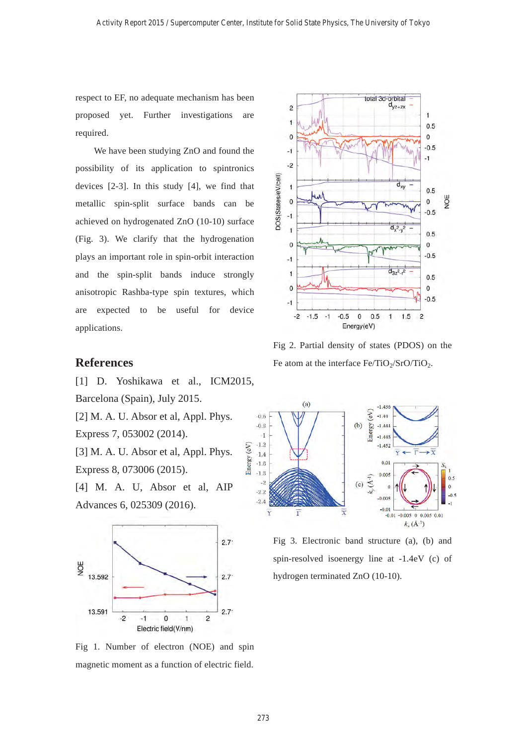respect to EF, no adequate mechanism has been proposed yet. Further investigations are required.

We have been studying ZnO and found the possibility of its application to spintronics devices [2-3]. In this study [4], we find that metallic spin-split surface bands can be achieved on hydrogenated ZnO (10-10) surface (Fig. 3). We clarify that the hydrogenation plays an important role in spin-orbit interaction and the spin-split bands induce strongly anisotropic Rashba-type spin textures, which are expected to be useful for device applications.

## References

[1] D. Yoshikawa et al., ICM2015, Barcelona (Spain), July 2015.

[2] M. A. U. Absor et al, Appl. Phys. Express 7, 053002 (2014).

[3] M. A. U. Absor et al, Appl. Phys. Express 8, 073006 (2015).

[4] M. A. U, Absor et al, AIP Advances 6, 025309 (2016).

Fig 1. Number of electron (NOE) and spin magnetic moment as a function of electric field.

Fig 2. Partial density of states (PDOS) on the Fe atom at the interface Fe/$TiO_2$/SrO/$TiO_2$.

Fig 3. Electronic band structure (a), (b) and spin-resolved isoenergy line at -1.4eV (c) of hydrogen terminated ZnO (10-10).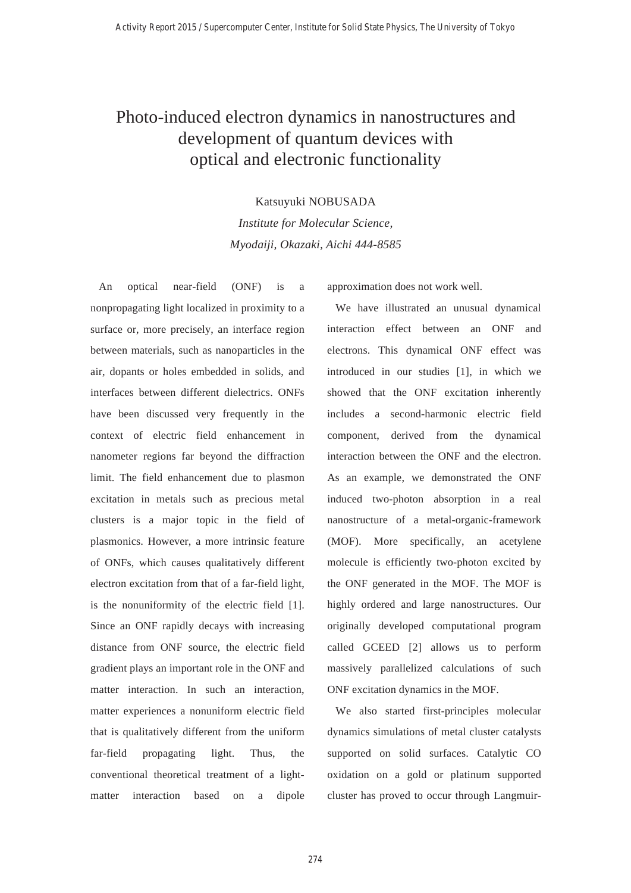# Photo-induced electron dynamics in nanostructures and development of quantum devices with optical and electronic functionality

Katsuyuki NOBUSADA

*Institute for Molecular Science,*
*Myodaiji, Okazaki, Aichi 444-8585*

An optical near-field (ONF) is a nonpropagating light localized in proximity to a surface or, more precisely, an interface region between materials, such as nanoparticles in the air, dopants or holes embedded in solids, and interfaces between different dielectrics. ONFs have been discussed very frequently in the context of electric field enhancement in nanometer regions far beyond the diffraction limit. The field enhancement due to plasmon excitation in metals such as precious metal clusters is a major topic in the field of plasmonics. However, a more intrinsic feature of ONFs, which causes qualitatively different electron excitation from that of a far-field light, is the nonuniformity of the electric field [1]. Since an ONF rapidly decays with increasing distance from ONF source, the electric field gradient plays an important role in the ONF and matter interaction. In such an interaction, matter experiences a nonuniform electric field that is qualitatively different from the uniform far-field propagating light. Thus, the conventional theoretical treatment of a light-matter interaction based on a dipole approximation does not work well.

We have illustrated an unusual dynamical interaction effect between an ONF and electrons. This dynamical ONF effect was introduced in our studies [1], in which we showed that the ONF excitation inherently includes a second-harmonic electric field component, derived from the dynamical interaction between the ONF and the electron. As an example, we demonstrated the ONF induced two-photon absorption in a real nanostructure of a metal-organic-framework (MOF). More specifically, an acetylene molecule is efficiently two-photon excited by the ONF generated in the MOF. The MOF is highly ordered and large nanostructures. Our originally developed computational program called GCEED [2] allows us to perform massively parallelized calculations of such ONF excitation dynamics in the MOF.

We also started first-principles molecular dynamics simulations of metal cluster catalysts supported on solid surfaces. Catalytic CO oxidation on a gold or platinum supported cluster has proved to occur through Langmuir-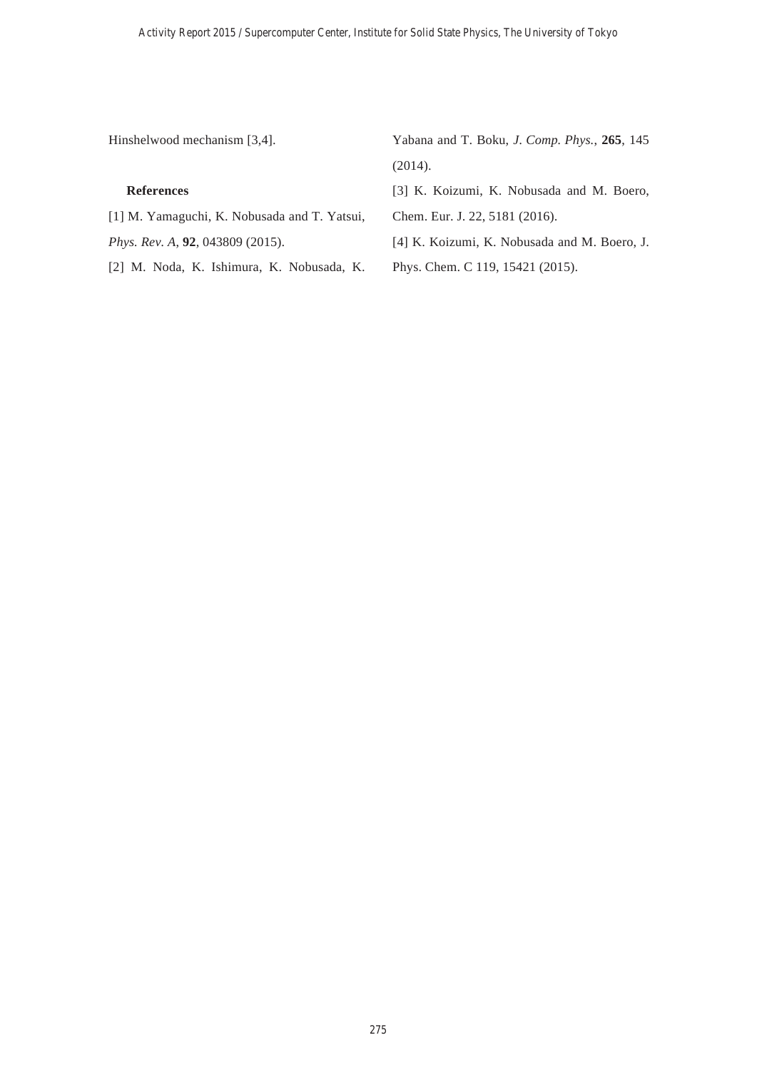Hinshelwood mechanism [3,4].

### References

[1] M. Yamaguchi, K. Nobusada and T. Yatsui, *Phys. Rev. A*, **92**, 043809 (2015).

[2] M. Noda, K. Ishimura, K. Nobusada, K. Yabana and T. Boku, *J. Comp. Phys.*, **265**, 145 (2014).

[3] K. Koizumi, K. Nobusada and M. Boero, Chem. Eur. J. 22, 5181 (2016).

[4] K. Koizumi, K. Nobusada and M. Boero, J. Phys. Chem. C 119, 15421 (2015).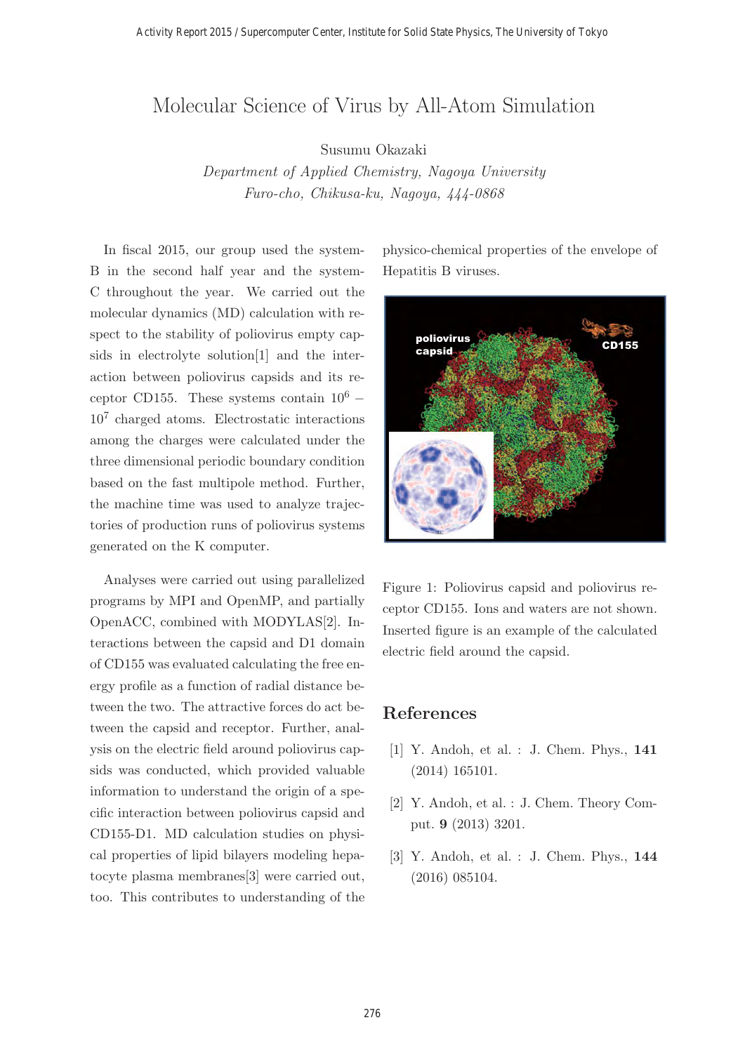# Molecular Science of Virus by All-Atom Simulation

Susumu Okazaki

*Department of Applied Chemistry, Nagoya University*
*Furo-cho, Chikusa-ku, Nagoya, 444-0868*

In fiscal 2015, our group used the system-B in the second half year and the system-C throughout the year. We carried out the molecular dynamics (MD) calculation with respect to the stability of poliovirus empty capsids in electrolyte solution[1] and the interaction between poliovirus capsids and its receptor CD155. These systems contain $10^6$ – $10^7$ charged atoms. Electrostatic interactions among the charges were calculated under the three dimensional periodic boundary condition based on the fast multipole method. Further, the machine time was used to analyze trajectories of production runs of poliovirus systems generated on the K computer.

Analyses were carried out using parallelized programs by MPI and OpenMP, and partially OpenACC, combined with MODYLAS[2]. Interactions between the capsid and D1 domain of CD155 was evaluated calculating the free energy profile as a function of radial distance between the two. The attractive forces do act between the capsid and receptor. Further, analysis on the electric field around poliovirus capsids was conducted, which provided valuable information to understand the origin of a specific interaction between poliovirus capsid and CD155-D1. MD calculation studies on physical properties of lipid bilayers modeling hepatocyte plasma membranes[3] were carried out, too. This contributes to understanding of the physico-chemical properties of the envelope of Hepatitis B viruses.

Figure 1: Poliovirus capsid and poliovirus receptor CD155. Ions and waters are not shown. Inserted figure is an example of the calculated electric field around the capsid.

## References

[1] Y. Andoh, et al. : J. Chem. Phys., **141** (2014) 165101.

[2] Y. Andoh, et al. : J. Chem. Theory Comput. **9** (2013) 3201.

[3] Y. Andoh, et al. : J. Chem. Phys., **144** (2016) 085104.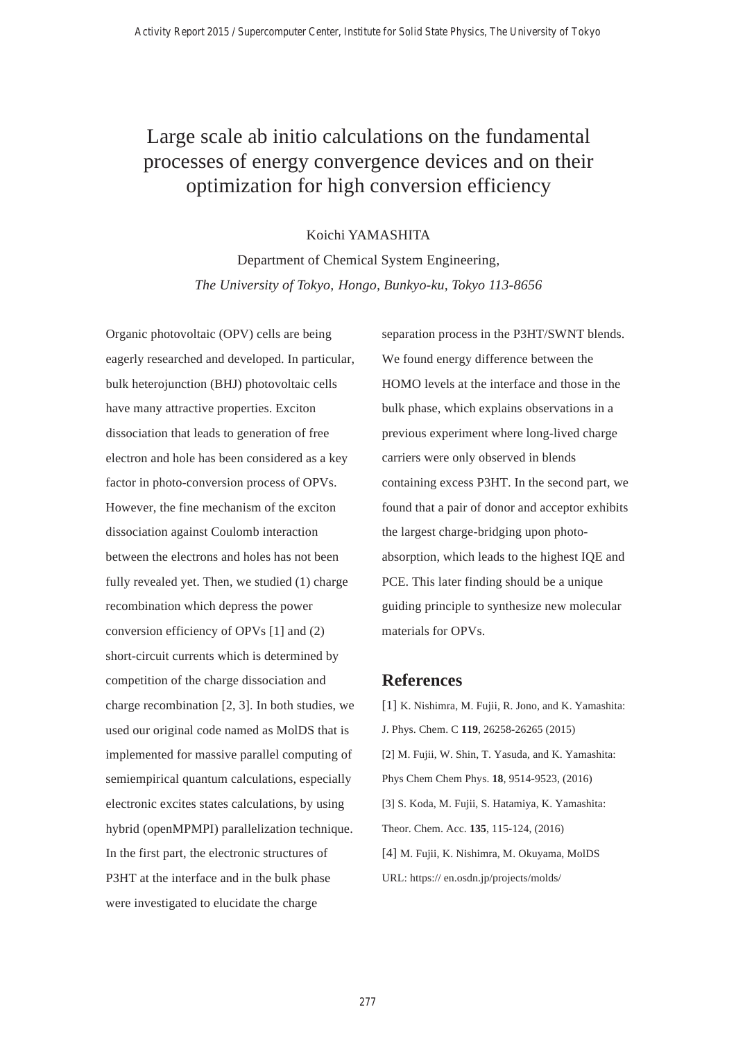# Large scale ab initio calculations on the fundamental processes of energy convergence devices and on their optimization for high conversion efficiency

Koichi YAMASHITA

Department of Chemical System Engineering,

*The University of Tokyo, Hongo, Bunkyo-ku, Tokyo 113-8656*

Organic photovoltaic (OPV) cells are being eagerly researched and developed. In particular, bulk heterojunction (BHJ) photovoltaic cells have many attractive properties. Exciton dissociation that leads to generation of free electron and hole has been considered as a key factor in photo-conversion process of OPVs. However, the fine mechanism of the exciton dissociation against Coulomb interaction between the electrons and holes has not been fully revealed yet. Then, we studied (1) charge recombination which depress the power conversion efficiency of OPVs [1] and (2) short-circuit currents which is determined by competition of the charge dissociation and charge recombination [2, 3]. In both studies, we used our original code named as MolDS that is implemented for massive parallel computing of semiempirical quantum calculations, especially electronic excites states calculations, by using hybrid (openMPMPI) parallelization technique. In the first part, the electronic structures of P3HT at the interface and in the bulk phase were investigated to elucidate the charge separation process in the P3HT/SWNT blends. We found energy difference between the HOMO levels at the interface and those in the bulk phase, which explains observations in a previous experiment where long-lived charge carriers were only observed in blends containing excess P3HT. In the second part, we found that a pair of donor and acceptor exhibits the largest charge-bridging upon photo-absorption, which leads to the highest IQE and PCE. This later finding should be a unique guiding principle to synthesize new molecular materials for OPVs.

## References

[1] K. Nishimra, M. Fujii, R. Jono, and K. Yamashita: J. Phys. Chem. C **119**, 26258-26265 (2015)

[2] M. Fujii, W. Shin, T. Yasuda, and K. Yamashita: Phys Chem Chem Phys. **18**, 9514-9523, (2016)

[3] S. Koda, M. Fujii, S. Hatamiya, K. Yamashita: Theor. Chem. Acc. **135**, 115-124, (2016)

[4] M. Fujii, K. Nishimra, M. Okuyama, MolDS URL: https:// en.osdn.jp/projects/molds/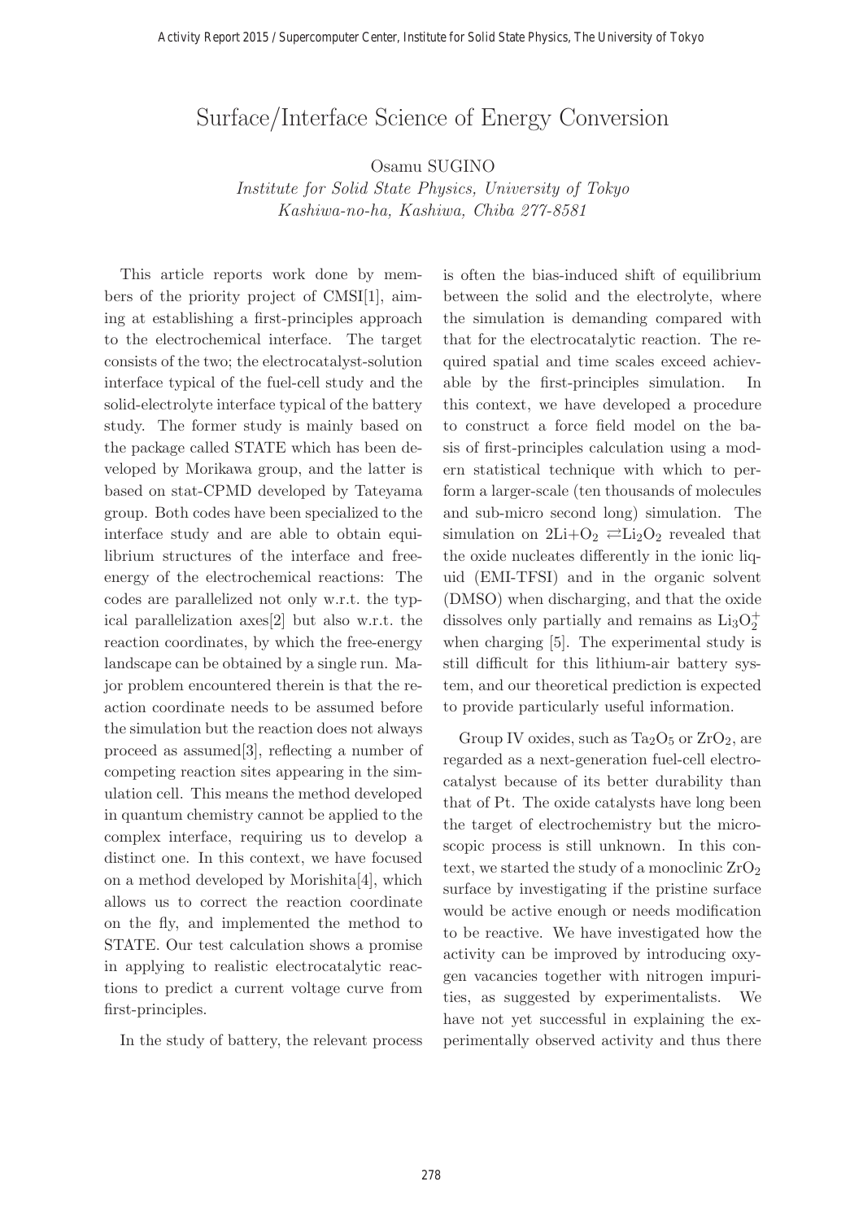# Surface/Interface Science of Energy Conversion

Osamu SUGINO

*Institute for Solid State Physics, University of Tokyo*
*Kashiwa-no-ha, Kashiwa, Chiba 277-8581*

This article reports work done by members of the priority project of CMSI[1], aiming at establishing a first-principles approach to the electrochemical interface. The target consists of the two; the electrocatalyst-solution interface typical of the fuel-cell study and the solid-electrolyte interface typical of the battery study. The former study is mainly based on the package called STATE which has been developed by Morikawa group, and the latter is based on stat-CPMD developed by Tateyama group. Both codes have been specialized to the interface study and are able to obtain equilibrium structures of the interface and free-energy of the electrochemical reactions: The codes are parallelized not only w.r.t. the typical parallelization axes[2] but also w.r.t. the reaction coordinates, by which the free-energy landscape can be obtained by a single run. Major problem encountered therein is that the reaction coordinate needs to be assumed before the simulation but the reaction does not always proceed as assumed[3], reflecting a number of competing reaction sites appearing in the simulation cell. This means the method developed in quantum chemistry cannot be applied to the complex interface, requiring us to develop a distinct one. In this context, we have focused on a method developed by Morishita[4], which allows us to correct the reaction coordinate on the fly, and implemented the method to STATE. Our test calculation shows a promise in applying to realistic electrocatalytic reactions to predict a current voltage curve from first-principles.

In the study of battery, the relevant process is often the bias-induced shift of equilibrium between the solid and the electrolyte, where the simulation is demanding compared with that for the electrocatalytic reaction. The required spatial and time scales exceed achievable by the first-principles simulation. In this context, we have developed a procedure to construct a force field model on the basis of first-principles calculation using a modern statistical technique with which to perform a larger-scale (ten thousands of molecules and sub-micro second long) simulation. The simulation on $2Li+O_2 \rightleftarrows Li_2O_2$ revealed that the oxide nucleates differently in the ionic liquid (EMI-TFSI) and in the organic solvent (DMSO) when discharging, and that the oxide dissolves only partially and remains as $Li_3O_2^+$ when charging [5]. The experimental study is still difficult for this lithium-air battery system, and our theoretical prediction is expected to provide particularly useful information.

Group IV oxides, such as $Ta_2O_5$ or $ZrO_2$, are regarded as a next-generation fuel-cell electrocatalyst because of its better durability than that of Pt. The oxide catalysts have long been the target of electrochemistry but the microscopic process is still unknown. In this context, we started the study of a monoclinic $ZrO_2$ surface by investigating if the pristine surface would be active enough or needs modification to be reactive. We have investigated how the activity can be improved by introducing oxygen vacancies together with nitrogen impurities, as suggested by experimentalists. We have not yet successful in explaining the experimentally observed activity and thus there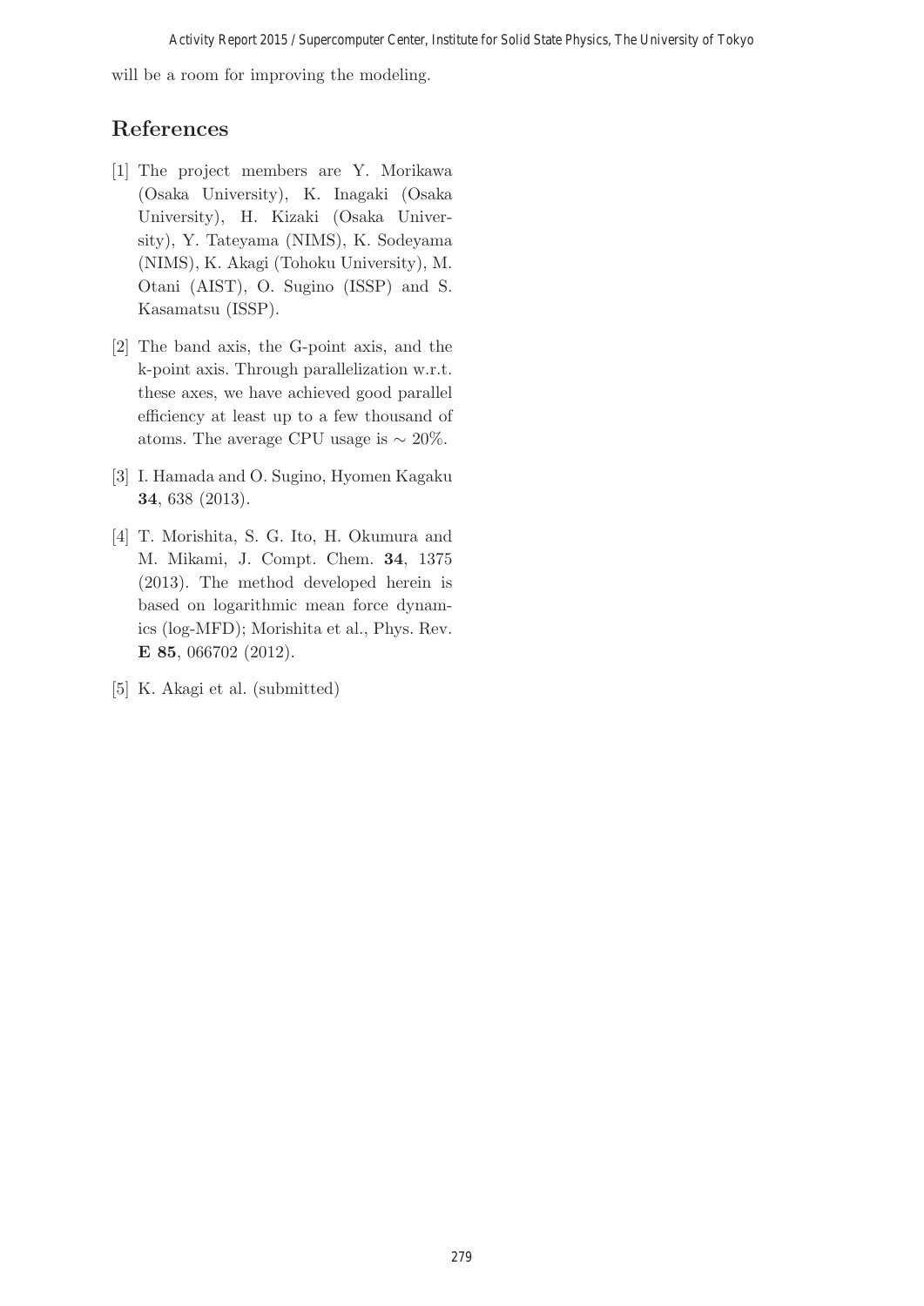will be a room for improving the modeling.

## References

[1] The project members are Y. Morikawa (Osaka University), K. Inagaki (Osaka University), H. Kizaki (Osaka University), Y. Tateyama (NIMS), K. Sodeyama (NIMS), K. Akagi (Tohoku University), M. Otani (AIST), O. Sugino (ISSP) and S. Kasamatsu (ISSP).

[2] The band axis, the G-point axis, and the k-point axis. Through parallelization w.r.t. these axes, we have achieved good parallel efficiency at least up to a few thousand of atoms. The average CPU usage is $\sim 20\%$.

[3] I. Hamada and O. Sugino, Hyomen Kagaku **34**, 638 (2013).

[4] T. Morishita, S. G. Ito, H. Okumura and M. Mikami, J. Compt. Chem. **34**, 1375 (2013). The method developed herein is based on logarithmic mean force dynamics (log-MFD); Morishita et al., Phys. Rev. **E 85**, 066702 (2012).

[5] K. Akagi et al. (submitted)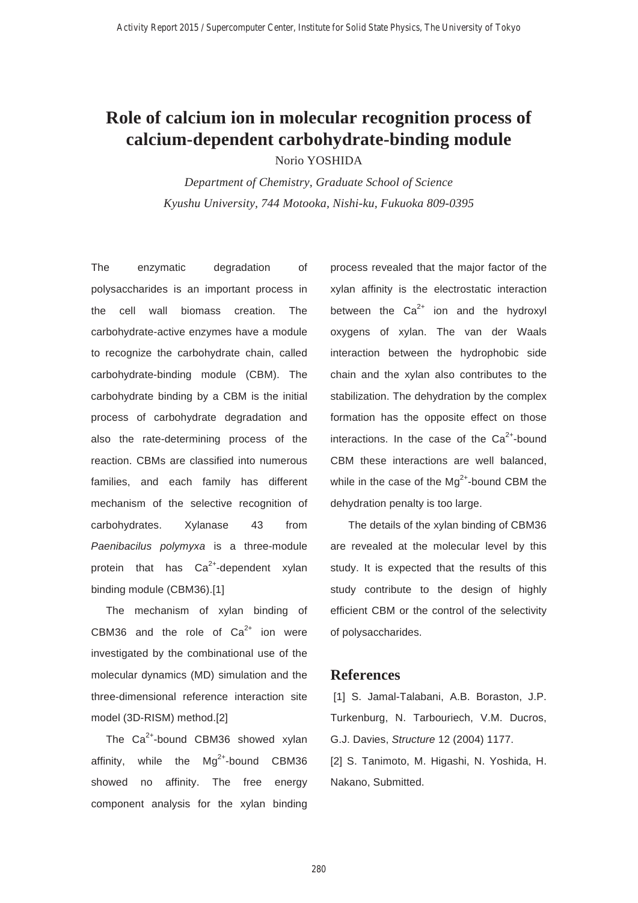# Role of calcium ion in molecular recognition process of calcium-dependent carbohydrate-binding module

Norio YOSHIDA

*Department of Chemistry, Graduate School of Science*
*Kyushu University, 744 Motooka, Nishi-ku, Fukuoka 809-0395*

The enzymatic degradation of polysaccharides is an important process in the cell wall biomass creation. The carbohydrate-active enzymes have a module to recognize the carbohydrate chain, called carbohydrate-binding module (CBM). The carbohydrate binding by a CBM is the initial process of carbohydrate degradation and also the rate-determining process of the reaction. CBMs are classified into numerous families, and each family has different mechanism of the selective recognition of carbohydrates. Xylanase 43 from *Paenibacilus polymyxa* is a three-module protein that has $Ca^{2+}$-dependent xylan binding module (CBM36).[1]

The mechanism of xylan binding of CBM36 and the role of $Ca^{2+}$ ion were investigated by the combinational use of the molecular dynamics (MD) simulation and the three-dimensional reference interaction site model (3D-RISM) method.[2]

The $Ca^{2+}$-bound CBM36 showed xylan affinity, while the $Mg^{2+}$-bound CBM36 showed no affinity. The free energy component analysis for the xylan binding process revealed that the major factor of the xylan affinity is the electrostatic interaction between the $Ca^{2+}$ ion and the hydroxyl oxygens of xylan. The van der Waals interaction between the hydrophobic side chain and the xylan also contributes to the stabilization. The dehydration by the complex formation has the opposite effect on those interactions. In the case of the $Ca^{2+}$-bound CBM these interactions are well balanced, while in the case of the $Mg^{2+}$-bound CBM the dehydration penalty is too large.

The details of the xylan binding of CBM36 are revealed at the molecular level by this study. It is expected that the results of this study contribute to the design of highly efficient CBM or the control of the selectivity of polysaccharides.

## References

[1] S. Jamal-Talabani, A.B. Boraston, J.P. Turkenburg, N. Tarbouriech, V.M. Ducros, G.J. Davies, *Structure* 12 (2004) 1177.

[2] S. Tanimoto, M. Higashi, N. Yoshida, H. Nakano, Submitted.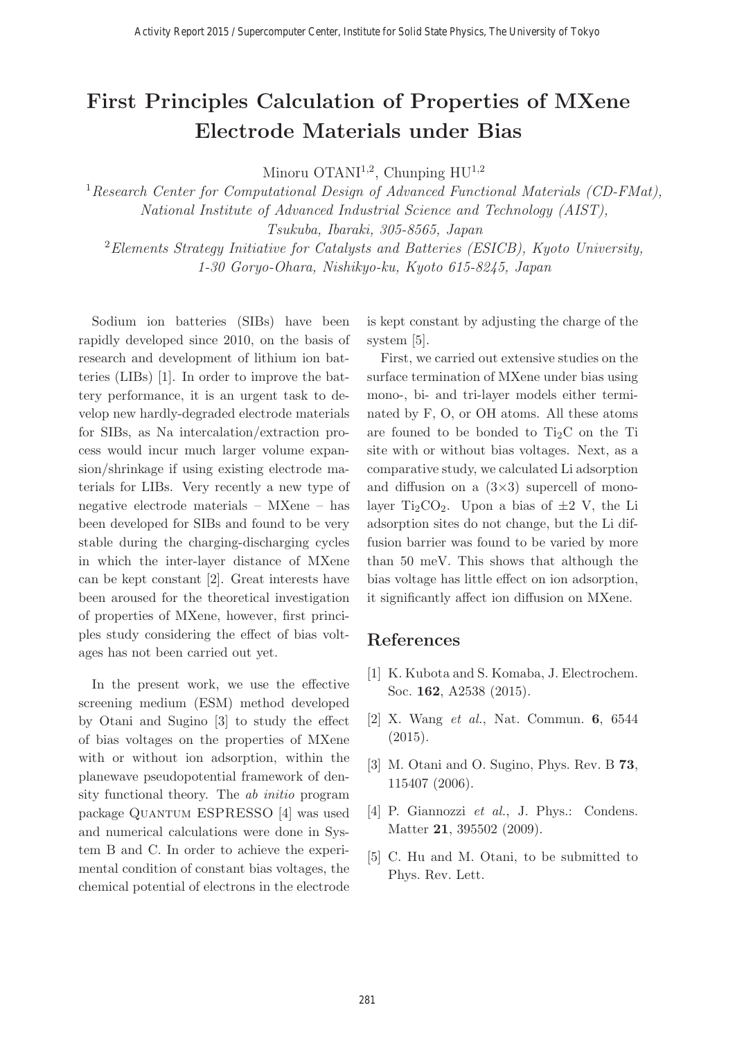# First Principles Calculation of Properties of MXene Electrode Materials under Bias

Minoru OTANI[1,2], Chunping HU[1,2]

[1] *Research Center for Computational Design of Advanced Functional Materials (CD-FMat), National Institute of Advanced Industrial Science and Technology (AIST), Tsukuba, Ibaraki, 305-8565, Japan*

[2] *Elements Strategy Initiative for Catalysts and Batteries (ESICB), Kyoto University, 1-30 Goryo-Ohara, Nishikyo-ku, Kyoto 615-8245, Japan*

Sodium ion batteries (SIBs) have been rapidly developed since 2010, on the basis of research and development of lithium ion batteries (LIBs) [1]. In order to improve the battery performance, it is an urgent task to develop new hardly-degraded electrode materials for SIBs, as Na intercalation/extraction process would incur much larger volume expansion/shrinkage if using existing electrode materials for LIBs. Very recently a new type of negative electrode materials – MXene – has been developed for SIBs and found to be very stable during the charging-discharging cycles in which the inter-layer distance of MXene can be kept constant [2]. Great interests have been aroused for the theoretical investigation of properties of MXene, however, first principles study considering the effect of bias voltages has not been carried out yet.

In the present work, we use the effective screening medium (ESM) method developed by Otani and Sugino [3] to study the effect of bias voltages on the properties of MXene with or without ion adsorption, within the planewave pseudopotential framework of density functional theory. The *ab initio* program package QUANTUM ESPRESSO [4] was used and numerical calculations were done in System B and C. In order to achieve the experimental condition of constant bias voltages, the chemical potential of electrons in the electrode is kept constant by adjusting the charge of the system [5].

First, we carried out extensive studies on the surface termination of MXene under bias using mono-, bi- and tri-layer models either terminated by F, O, or OH atoms. All these atoms are founed to be bonded to $Ti_2C$ on the Ti site with or without bias voltages. Next, as a comparative study, we calculated Li adsorption and diffusion on a $(3\times3)$ supercell of monolayer $Ti_2CO_2$. Upon a bias of $\pm2$ V, the Li adsorption sites do not change, but the Li diffusion barrier was found to be varied by more than 50 meV. This shows that although the bias voltage has little effect on ion adsorption, it significantly affect ion diffusion on MXene.

## References

[1] K. Kubota and S. Komaba, J. Electrochem. Soc. **162**, A2538 (2015).

[2] X. Wang *et al.*, Nat. Commun. **6**, 6544 (2015).

[3] M. Otani and O. Sugino, Phys. Rev. B **73**, 115407 (2006).

[4] P. Giannozzi *et al.*, J. Phys.: Condens. Matter **21**, 395502 (2009).

[5] C. Hu and M. Otani, to be submitted to Phys. Rev. Lett.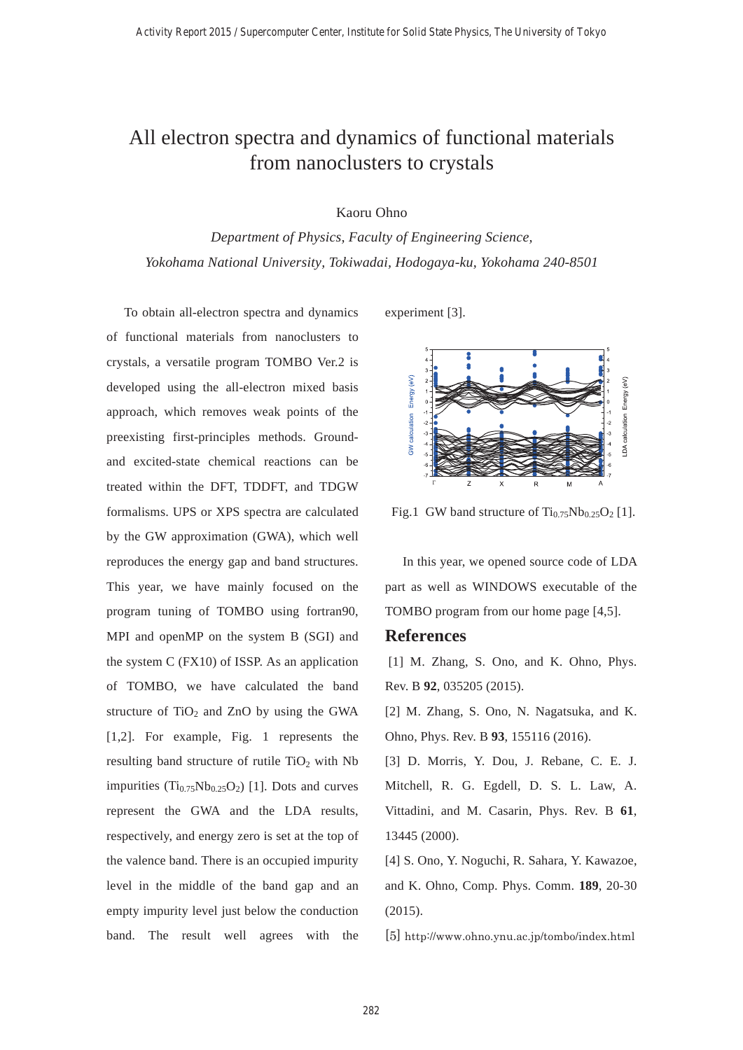# All electron spectra and dynamics of functional materials from nanoclusters to crystals

Kaoru Ohno

*Department of Physics, Faculty of Engineering Science, Yokohama National University, Tokiwadai, Hodogaya-ku, Yokohama 240-8501*

To obtain all-electron spectra and dynamics of functional materials from nanoclusters to crystals, a versatile program TOMBO Ver.2 is developed using the all-electron mixed basis approach, which removes weak points of the preexisting first-principles methods. Ground- and excited-state chemical reactions can be treated within the DFT, TDDFT, and TDGW formalisms. UPS or XPS spectra are calculated by the GW approximation (GWA), which well reproduces the energy gap and band structures. This year, we have mainly focused on the program tuning of TOMBO using fortran90, MPI and openMP on the system B (SGI) and the system C (FX10) of ISSP. As an application of TOMBO, we have calculated the band structure of $TiO_2$ and ZnO by using the GWA [1,2]. For example, Fig. 1 represents the resulting band structure of rutile $TiO_2$ with Nb impurities ($Ti_{0.75}Nb_{0.25}O_2$) [1]. Dots and curves represent the GWA and the LDA results, respectively, and energy zero is set at the top of the valence band. There is an occupied impurity level in the middle of the band gap and an empty impurity level just below the conduction band. The result well agrees with the experiment [3].

Fig.1 GW band structure of $Ti_{0.75}Nb_{0.25}O_2$ [1].

In this year, we opened source code of LDA part as well as WINDOWS executable of the TOMBO program from our home page [4,5].

## References

[1] M. Zhang, S. Ono, and K. Ohno, Phys. Rev. B **92**, 035205 (2015).

[2] M. Zhang, S. Ono, N. Nagatsuka, and K. Ohno, Phys. Rev. B **93**, 155116 (2016).

[3] D. Morris, Y. Dou, J. Rebane, C. E. J. Mitchell, R. G. Egdell, D. S. L. Law, A. Vittadini, and M. Casarin, Phys. Rev. B **61**, 13445 (2000).

[4] S. Ono, Y. Noguchi, R. Sahara, Y. Kawazoe, and K. Ohno, Comp. Phys. Comm. **189**, 20-30 (2015).

[5] http://www.ohno.ynu.ac.jp/tombo/index.html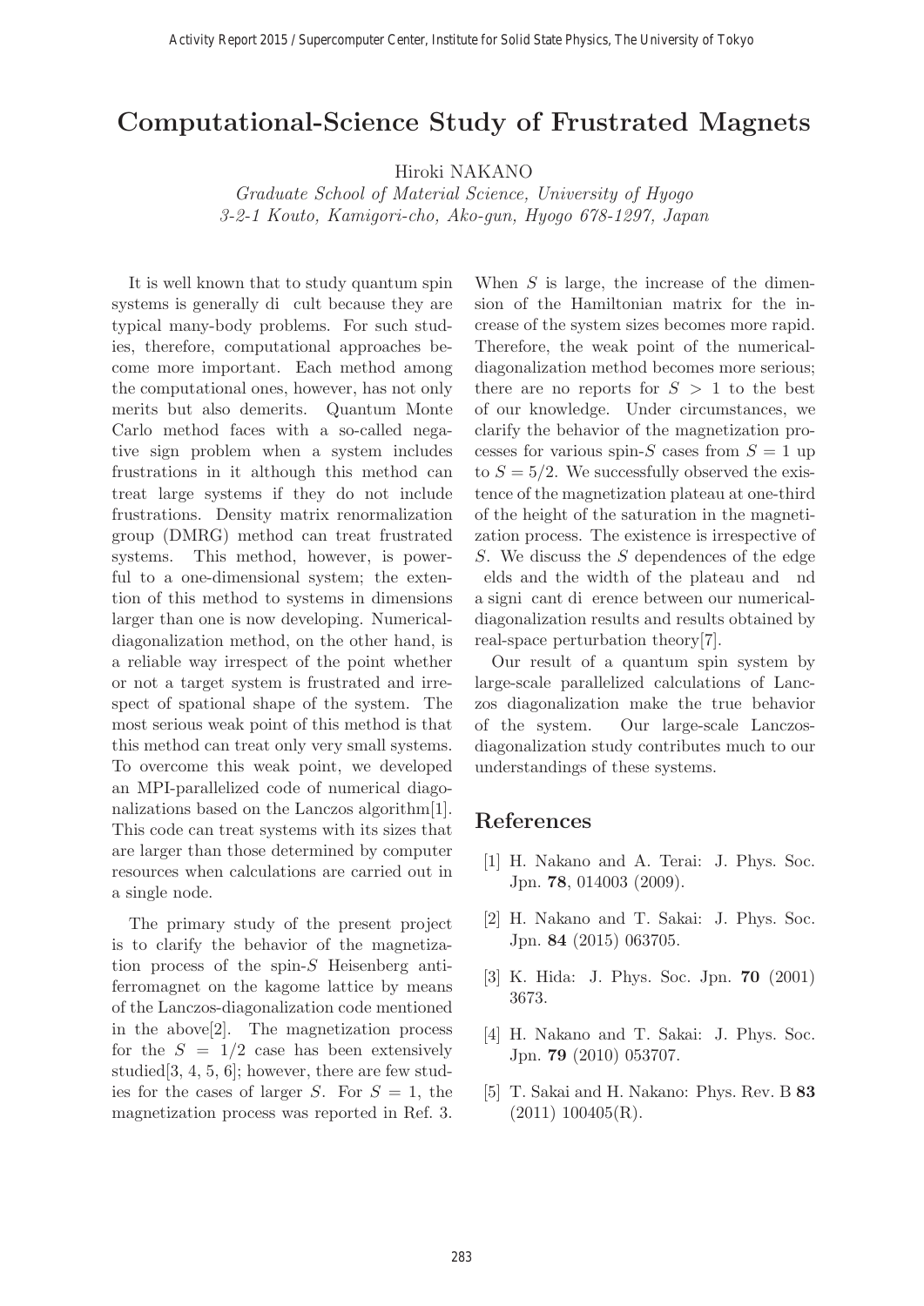# Computational-Science Study of Frustrated Magnets

Hiroki NAKANO

*Graduate School of Material Science, University of Hyogo*
*3-2-1 Kouto, Kamigori-cho, Ako-gun, Hyogo 678-1297, Japan*

It is well known that to study quantum spin systems is generally di cult because they are typical many-body problems. For such studies, therefore, computational approaches become more important. Each method among the computational ones, however, has not only merits but also demerits. Quantum Monte Carlo method faces with a so-called negative sign problem when a system includes frustrations in it although this method can treat large systems if they do not include frustrations. Density matrix renormalization group (DMRG) method can treat frustrated systems. This method, however, is powerful to a one-dimensional system; the extention of this method to systems in dimensions larger than one is now developing. Numerical-diagonalization method, on the other hand, is a reliable way irrespect of the point whether or not a target system is frustrated and irrespect of spational shape of the system. The most serious weak point of this method is that this method can treat only very small systems. To overcome this weak point, we developed an MPI-parallelized code of numerical diagonalizations based on the Lanczos algorithm[1]. This code can treat systems with its sizes that are larger than those determined by computer resources when calculations are carried out in a single node.

The primary study of the present project is to clarify the behavior of the magnetization process of the spin-$S$ Heisenberg antiferromagnet on the kagome lattice by means of the Lanczos-diagonalization code mentioned in the above[2]. The magnetization process for the $S = 1/2$ case has been extensively studied[3, 4, 5, 6]; however, there are few studies for the cases of larger $S$. For $S = 1$, the magnetization process was reported in Ref. 3. When $S$ is large, the increase of the dimension of the Hamiltonian matrix for the increase of the system sizes becomes more rapid. Therefore, the weak point of the numerical-diagonalization method becomes more serious; there are no reports for $S > 1$ to the best of our knowledge. Under circumstances, we clarify the behavior of the magnetization processes for various spin-$S$ cases from $S = 1$ up to $S = 5/2$. We successfully observed the existence of the magnetization plateau at one-third of the height of the saturation in the magnetization process. The existence is irrespective of $S$. We discuss the $S$ dependences of the edge elds and the width of the plateau and nd a signi cant di erence between our numerical-diagonalization results and results obtained by real-space perturbation theory[7].

Our result of a quantum spin system by large-scale parallelized calculations of Lanczos diagonalization make the true behavior of the system. Our large-scale Lanczos-diagonalization study contributes much to our understandings of these systems.

## References

[1] H. Nakano and A. Terai: J. Phys. Soc. Jpn. **78**, 014003 (2009).

[2] H. Nakano and T. Sakai: J. Phys. Soc. Jpn. **84** (2015) 063705.

[3] K. Hida: J. Phys. Soc. Jpn. **70** (2001) 3673.

[4] H. Nakano and T. Sakai: J. Phys. Soc. Jpn. **79** (2010) 053707.

[5] T. Sakai and H. Nakano: Phys. Rev. B **83** (2011) 100405(R).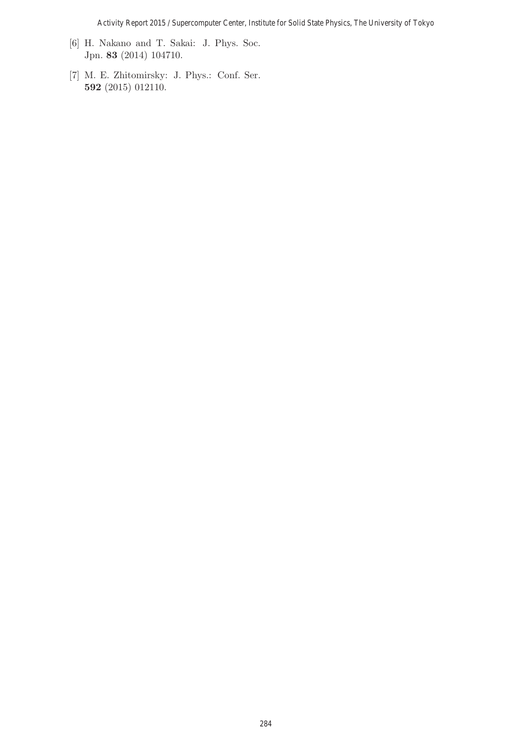[6] H. Nakano and T. Sakai: J. Phys. Soc. Jpn. **83** (2014) 104710.

[7] M. E. Zhitomirsky: J. Phys.: Conf. Ser. **592** (2015) 012110.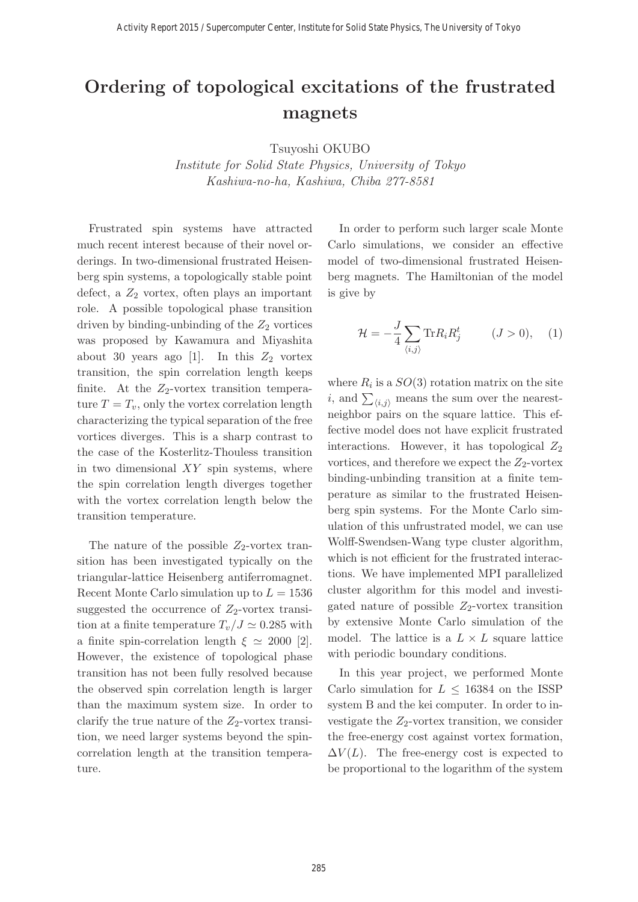# Ordering of topological excitations of the frustrated magnets

Tsuyoshi OKUBO

*Institute for Solid State Physics, University of Tokyo*
*Kashiwa-no-ha, Kashiwa, Chiba 277-8581*

Frustrated spin systems have attracted much recent interest because of their novel orderings. In two-dimensional frustrated Heisenberg spin systems, a topologically stable point defect, a $Z_2$ vortex, often plays an important role. A possible topological phase transition driven by binding-unbinding of the $Z_2$ vortices was proposed by Kawamura and Miyashita about 30 years ago [1]. In this $Z_2$ vortex transition, the spin correlation length keeps finite. At the $Z_2$-vortex transition temperature $T = T_v$, only the vortex correlation length characterizing the typical separation of the free vortices diverges. This is a sharp contrast to the case of the Kosterlitz-Thouless transition in two dimensional $XY$ spin systems, where the spin correlation length diverges together with the vortex correlation length below the transition temperature.

The nature of the possible $Z_2$-vortex transition has been investigated typically on the triangular-lattice Heisenberg antiferromagnet. Recent Monte Carlo simulation up to $L = 1536$ suggested the occurrence of $Z_2$-vortex transition at a finite temperature $T_v/J \simeq 0.285$ with a finite spin-correlation length $\xi \simeq 2000$ [2]. However, the existence of topological phase transition has not been fully resolved because the observed spin correlation length is larger than the maximum system size. In order to clarify the true nature of the $Z_2$-vortex transition, we need larger systems beyond the spin-correlation length at the transition temperature.

In order to perform such larger scale Monte Carlo simulations, we consider an effective model of two-dimensional frustrated Heisenberg magnets. The Hamiltonian of the model is give by

$$\mathcal{H} = -\frac{J}{4}\sum_{\langle i,j\rangle} \mathrm{Tr} R_i R_j^t \qquad (J > 0), \quad (1)$$

where $R_i$ is a $SO(3)$ rotation matrix on the site $i$, and $\sum_{\langle i,j\rangle}$ means the sum over the nearest-neighbor pairs on the square lattice. This effective model does not have explicit frustrated interactions. However, it has topological $Z_2$ vortices, and therefore we expect the $Z_2$-vortex binding-unbinding transition at a finite temperature as similar to the frustrated Heisenberg spin systems. For the Monte Carlo simulation of this unfrustrated model, we can use Wolff-Swendsen-Wang type cluster algorithm, which is not efficient for the frustrated interactions. We have implemented MPI parallelized cluster algorithm for this model and investigated nature of possible $Z_2$-vortex transition by extensive Monte Carlo simulation of the model. The lattice is a $L \times L$ square lattice with periodic boundary conditions.

In this year project, we performed Monte Carlo simulation for $L \leq 16384$ on the ISSP system B and the kei computer. In order to investigate the $Z_2$-vortex transition, we consider the free-energy cost against vortex formation, $\Delta V(L)$. The free-energy cost is expected to be proportional to the logarithm of the system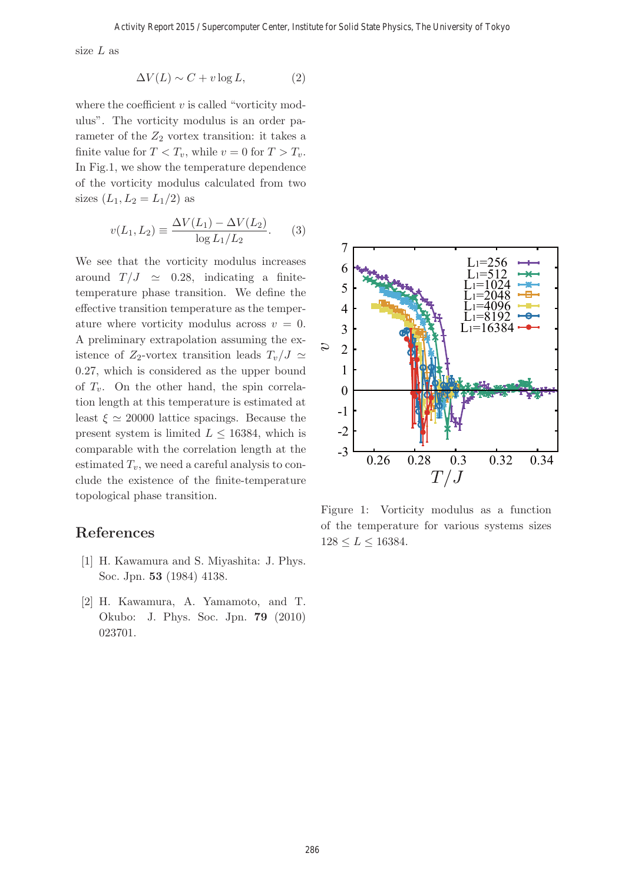size $L$ as

$$\Delta V(L) \sim C + v \log L, \tag{2}$$

where the coefficient $v$ is called "vorticity modulus". The vorticity modulus is an order parameter of the $Z_2$ vortex transition: it takes a finite value for $T < T_v$, while $v = 0$ for $T > T_v$. In Fig.1, we show the temperature dependence of the vorticity modulus calculated from two sizes $(L_1, L_2 = L_1/2)$ as

$$v(L_1, L_2) \equiv \frac{\Delta V(L_1) - \Delta V(L_2)}{\log L_1/L_2}. \tag{3}$$

We see that the vorticity modulus increases around $T/J \simeq 0.28$, indicating a finite-temperature phase transition. We define the effective transition temperature as the temperature where vorticity modulus across $v = 0$. A preliminary extrapolation assuming the existence of $Z_2$-vortex transition leads $T_v/J \simeq 0.27$, which is considered as the upper bound of $T_v$. On the other hand, the spin correlation length at this temperature is estimated at least $\xi \simeq 20000$ lattice spacings. Because the present system is limited $L \leq 16384$, which is comparable with the correlation length at the estimated $T_v$, we need a careful analysis to conclude the existence of the finite-temperature topological phase transition.

Figure 1: Vorticity modulus as a function of the temperature for various systems sizes $128 \leq L \leq 16384$.

## References

[1] H. Kawamura and S. Miyashita: J. Phys. Soc. Jpn. **53** (1984) 4138.

[2] H. Kawamura, A. Yamamoto, and T. Okubo: J. Phys. Soc. Jpn. **79** (2010) 023701.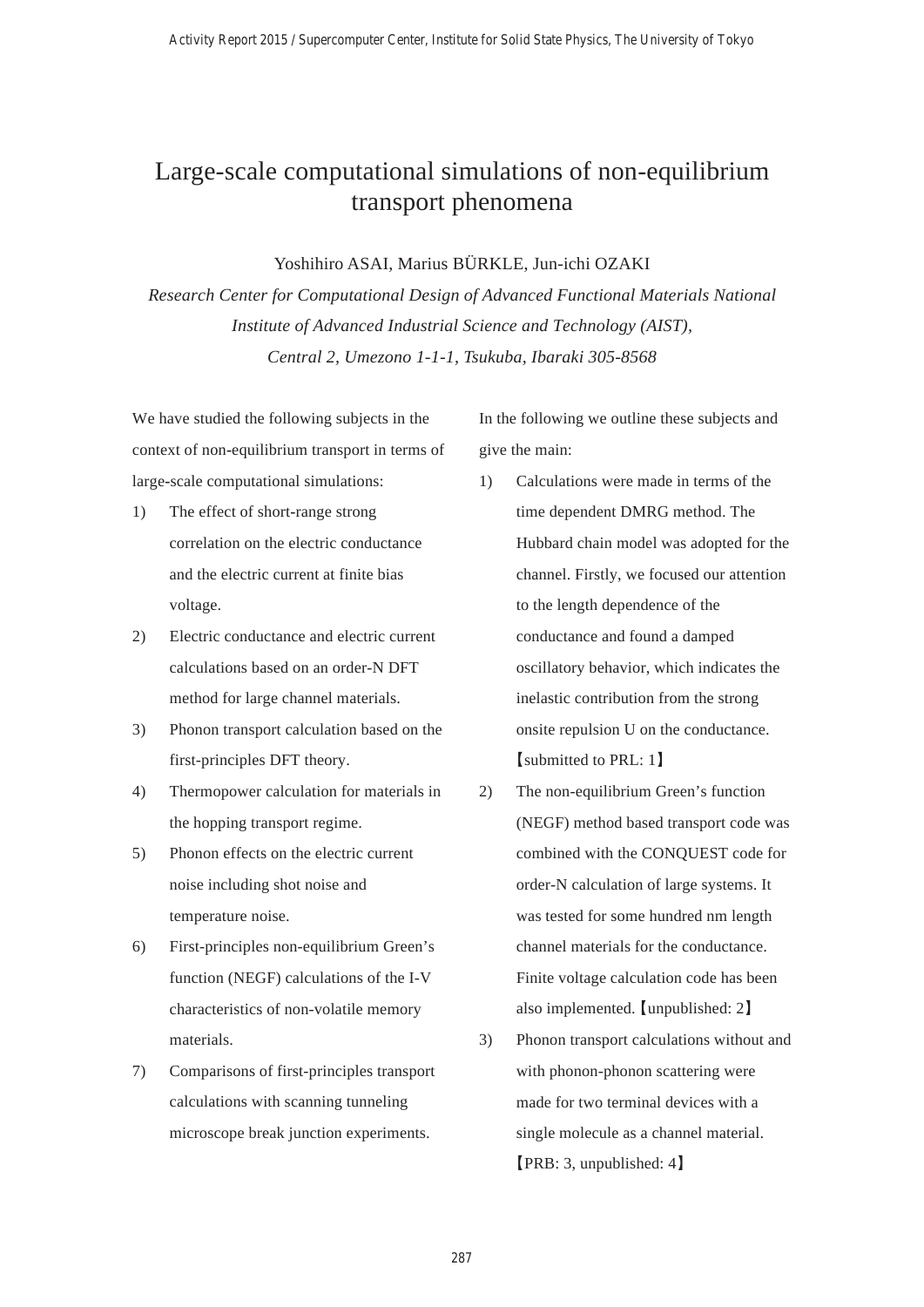# Large-scale computational simulations of non-equilibrium transport phenomena

Yoshihiro ASAI, Marius BÜRKLE, Jun-ichi OZAKI

*Research Center for Computational Design of Advanced Functional Materials National Institute of Advanced Industrial Science and Technology (AIST), Central 2, Umezono 1-1-1, Tsukuba, Ibaraki 305-8568*

We have studied the following subjects in the context of non-equilibrium transport in terms of large-scale computational simulations:

1) The effect of short-range strong correlation on the electric conductance and the electric current at finite bias voltage.
2) Electric conductance and electric current calculations based on an order-N DFT method for large channel materials.
3) Phonon transport calculation based on the first-principles DFT theory.
4) Thermopower calculation for materials in the hopping transport regime.
5) Phonon effects on the electric current noise including shot noise and temperature noise.
6) First-principles non-equilibrium Green's function (NEGF) calculations of the I-V characteristics of non-volatile memory materials.
7) Comparisons of first-principles transport calculations with scanning tunneling microscope break junction experiments.

In the following we outline these subjects and give the main:

1) Calculations were made in terms of the time dependent DMRG method. The Hubbard chain model was adopted for the channel. Firstly, we focused our attention to the length dependence of the conductance and found a damped oscillatory behavior, which indicates the inelastic contribution from the strong onsite repulsion U on the conductance. 【submitted to PRL: 1】
2) The non-equilibrium Green's function (NEGF) method based transport code was combined with the CONQUEST code for order-N calculation of large systems. It was tested for some hundred nm length channel materials for the conductance. Finite voltage calculation code has been also implemented. 【unpublished: 2】
3) Phonon transport calculations without and with phonon-phonon scattering were made for two terminal devices with a single molecule as a channel material. 【PRB: 3, unpublished: 4】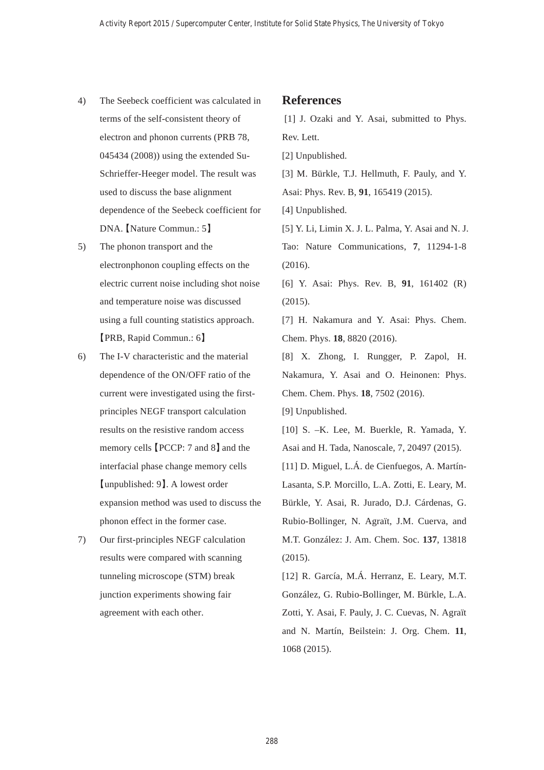4) The Seebeck coefficient was calculated in terms of the self-consistent theory of electron and phonon currents (PRB 78, 045434 (2008)) using the extended Su-Schrieffer-Heeger model. The result was used to discuss the base alignment dependence of the Seebeck coefficient for DNA.【Nature Commun.: 5】

5) The phonon transport and the electronphonon coupling effects on the electric current noise including shot noise and temperature noise was discussed using a full counting statistics approach.【PRB, Rapid Commun.: 6】

6) The I-V characteristic and the material dependence of the ON/OFF ratio of the current were investigated using the first-principles NEGF transport calculation results on the resistive random access memory cells【PCCP: 7 and 8】and the interfacial phase change memory cells【unpublished: 9】. A lowest order expansion method was used to discuss the phonon effect in the former case.

7) Our first-principles NEGF calculation results were compared with scanning tunneling microscope (STM) break junction experiments showing fair agreement with each other.

## References

[1] J. Ozaki and Y. Asai, submitted to Phys. Rev. Lett.

[2] Unpublished.

[3] M. Bürkle, T.J. Hellmuth, F. Pauly, and Y. Asai: Phys. Rev. B, **91**, 165419 (2015).

[4] Unpublished.

[5] Y. Li, Limin X. J. L. Palma, Y. Asai and N. J. Tao: Nature Communications, **7**, 11294-1-8 (2016).

[6] Y. Asai: Phys. Rev. B, **91**, 161402 (R) (2015).

[7] H. Nakamura and Y. Asai: Phys. Chem. Chem. Phys. **18**, 8820 (2016).

[8] X. Zhong, I. Rungger, P. Zapol, H. Nakamura, Y. Asai and O. Heinonen: Phys. Chem. Chem. Phys. **18**, 7502 (2016).

[9] Unpublished.

[10] S. –K. Lee, M. Buerkle, R. Yamada, Y. Asai and H. Tada, Nanoscale, 7, 20497 (2015).

[11] D. Miguel, L.Á. de Cienfuegos, A. Martín-Lasanta, S.P. Morcillo, L.A. Zotti, E. Leary, M. Bürkle, Y. Asai, R. Jurado, D.J. Cárdenas, G. Rubio-Bollinger, N. Agraït, J.M. Cuerva, and M.T. González: J. Am. Chem. Soc. **137**, 13818 (2015).

[12] R. García, M.Á. Herranz, E. Leary, M.T. González, G. Rubio-Bollinger, M. Bürkle, L.A. Zotti, Y. Asai, F. Pauly, J. C. Cuevas, N. Agraït and N. Martín, Beilstein: J. Org. Chem. **11**, 1068 (2015).